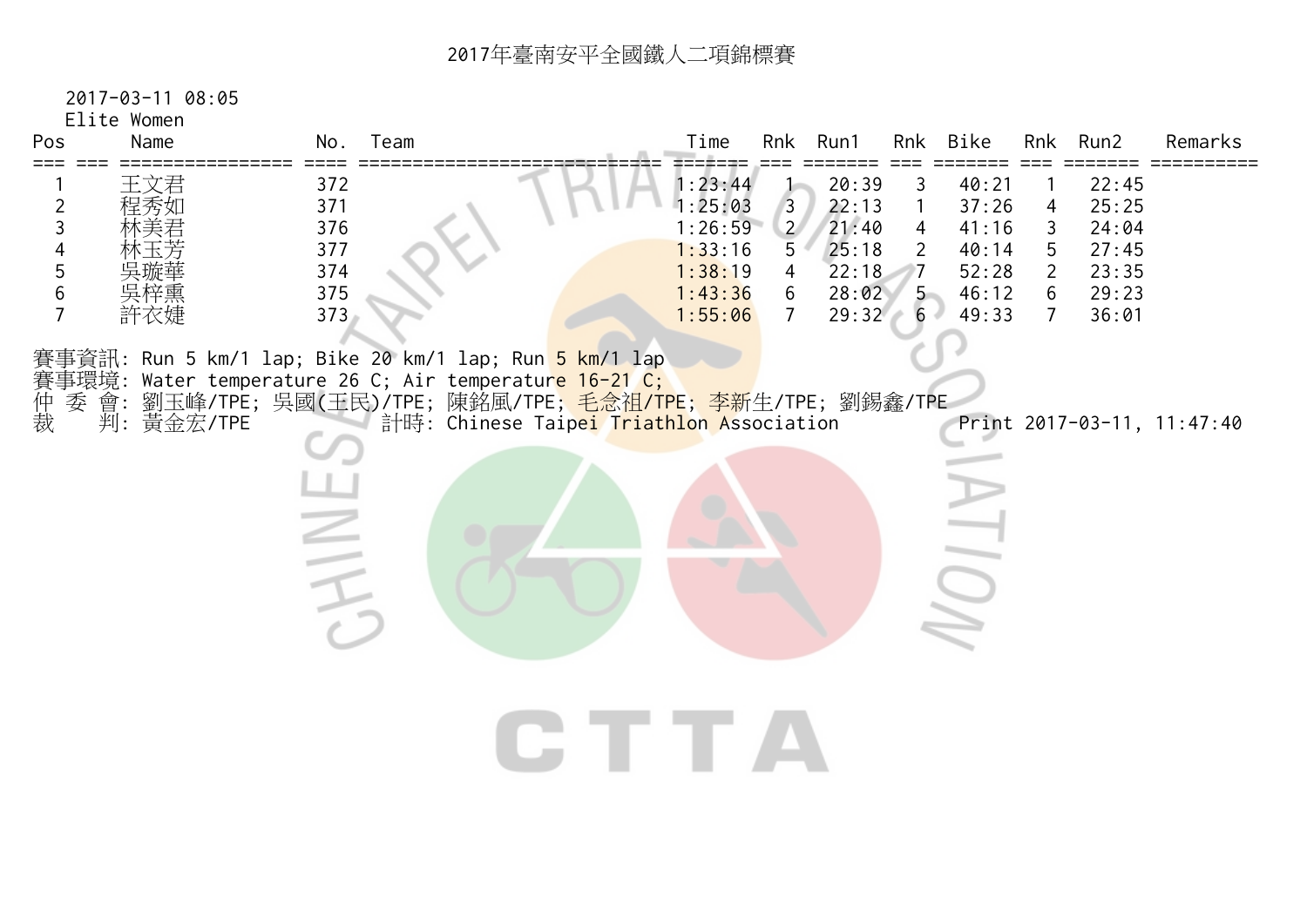# 2017年臺南安平全國鐵人二項錦標賽

2017-03-11 08:05

Elite Women

| Pos | | Name | No. | Team | Time | Rnk | Run1 | Rnk | Bike | Rnk | Run2 | Remarks |
|---|---|---|---|---|---|---|---|---|---|---|---|---|
| 1 | | 王文君 | 372 | | 1:23:44 | 1 | 20:39 | 3 | 40:21 | 1 | 22:45 | |
| 2 | | 程秀如 | 371 | | 1:25:03 | 3 | 22:13 | 1 | 37:26 | 4 | 25:25 | |
| 3 | | 林美君 | 376 | | 1:26:59 | 2 | 21:40 | 4 | 41:16 | 3 | 24:04 | |
| 4 | | 林玉芳 | 377 | | 1:33:16 | 5 | 25:18 | 2 | 40:14 | 5 | 27:45 | |
| 5 | | 吳璇華 | 374 | | 1:38:19 | 4 | 22:18 | 7 | 52:28 | 2 | 23:35 | |
| 6 | | 吳梓熏 | 375 | | 1:43:36 | 6 | 28:02 | 5 | 46:12 | 6 | 29:23 | |
| 7 | | 許衣婕 | 373 | | 1:55:06 | 7 | 29:32 | 6 | 49:33 | 7 | 36:01 | |

賽事資訊: Run 5 km/1 lap; Bike 20 km/1 lap; Run 5 km/1 lap

賽事環境: Water temperature 26 C; Air temperature 16-21 C;

仲 委 會: 劉玉峰/TPE; 吳國(王民)/TPE; 陳銘風/TPE; 毛念祖/TPE; 李新生/TPE; 劉錫鑫/TPE

裁 判: 黃金宏/TPE 計時: Chinese Taipei Triathlon Association Print 2017-03-11, 11:47:40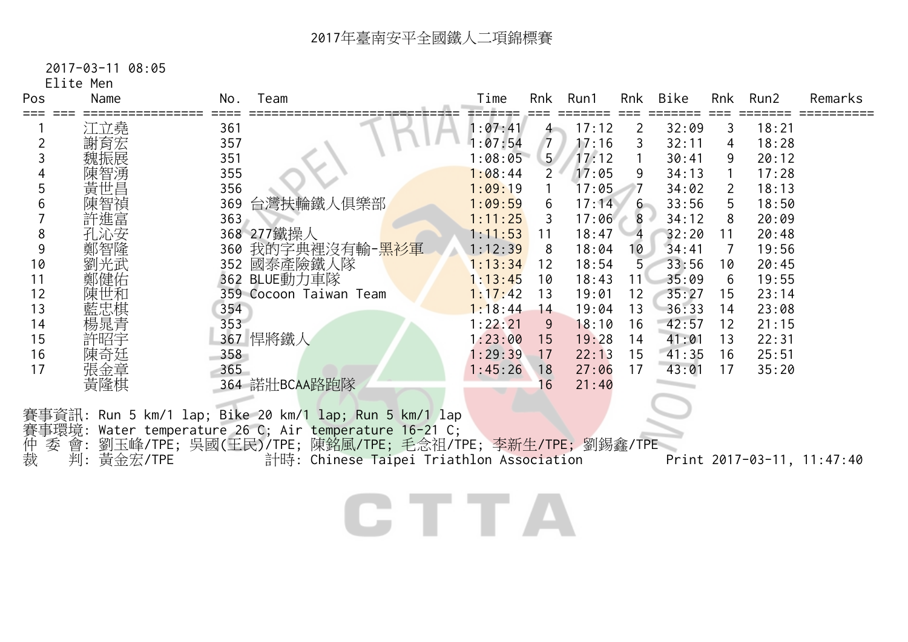# 2017年臺南安平全國鐵人二項錦標賽

2017-03-11 08:05

Elite Men

| Pos | | Name | No. | Team | Time | Rnk | Run1 | Rnk | Bike | Rnk | Run2 | Remarks |
|---|---|---|---|---|---|---|---|---|---|---|---|---|
| 1 | | 江立堯 | 361 | | 1:07:41 | 4 | 17:12 | 2 | 32:09 | 3 | 18:21 | |
| 2 | | 謝育宏 | 357 | | 1:07:54 | 7 | 17:16 | 3 | 32:11 | 4 | 18:28 | |
| 3 | | 魏振展 | 351 | | 1:08:05 | 5 | 17:12 | 1 | 30:41 | 9 | 20:12 | |
| 4 | | 陳智湧 | 355 | | 1:08:44 | 2 | 17:05 | 9 | 34:13 | 1 | 17:28 | |
| 5 | | 黃世昌 | 356 | | 1:09:19 | 1 | 17:05 | 7 | 34:02 | 2 | 18:13 | |
| 6 | | 陳智禎 | 369 | 台灣扶輪鐵人俱樂部 | 1:09:59 | 6 | 17:14 | 6 | 33:56 | 5 | 18:50 | |
| 7 | | 許進富 | 363 | | 1:11:25 | 3 | 17:06 | 8 | 34:12 | 8 | 20:09 | |
| 8 | | 孔沁安 | 368 | 277鐵操人 | 1:11:53 | 11 | 18:47 | 4 | 32:20 | 11 | 20:48 | |
| 9 | | 鄭智隆 | 360 | 我的字典裡沒有輸-黑衫軍 | 1:12:39 | 8 | 18:04 | 10 | 34:41 | 7 | 19:56 | |
| 10 | | 劉光武 | 352 | 國泰產險鐵人隊 | 1:13:34 | 12 | 18:54 | 5 | 33:56 | 10 | 20:45 | |
| 11 | | 鄭健佑 | 362 | BLUE動力車隊 | 1:13:45 | 10 | 18:43 | 11 | 35:09 | 6 | 19:55 | |
| 12 | | 陳世和 | 359 | Cocoon Taiwan Team | 1:17:42 | 13 | 19:01 | 12 | 35:27 | 15 | 23:14 | |
| 13 | | 藍忠棋 | 354 | | 1:18:44 | 14 | 19:04 | 13 | 36:33 | 14 | 23:08 | |
| 14 | | 楊晁青 | 353 | | 1:22:21 | 9 | 18:10 | 16 | 42:57 | 12 | 21:15 | |
| 15 | | 許昭宇 | 367 | 悍將鐵人 | 1:23:00 | 15 | 19:28 | 14 | 41:01 | 13 | 22:31 | |
| 16 | | 陳奇廷 | 358 | | 1:29:39 | 17 | 22:13 | 15 | 41:35 | 16 | 25:51 | |
| 17 | | 張金章 | 365 | | 1:45:26 | 18 | 27:06 | 17 | 43:01 | 17 | 35:20 | |
| | | 黃隆棋 | 364 | 諾壯BCAA路跑隊 | | 16 | 21:40 | | | | | |

賽事資訊: Run 5 km/1 lap; Bike 20 km/1 lap; Run 5 km/1 lap

賽事環境: Water temperature 26 C; Air temperature 16-21 C;

仲 委 會: 劉玉峰/TPE; 吳國(王民)/TPE; 陳銘風/TPE; 毛念祖/TPE; 李新生/TPE; 劉錫鑫/TPE

裁　　判: 黃金宏/TPE　　計時: Chinese Taipei Triathlon Association　　Print 2017-03-11, 11:47:40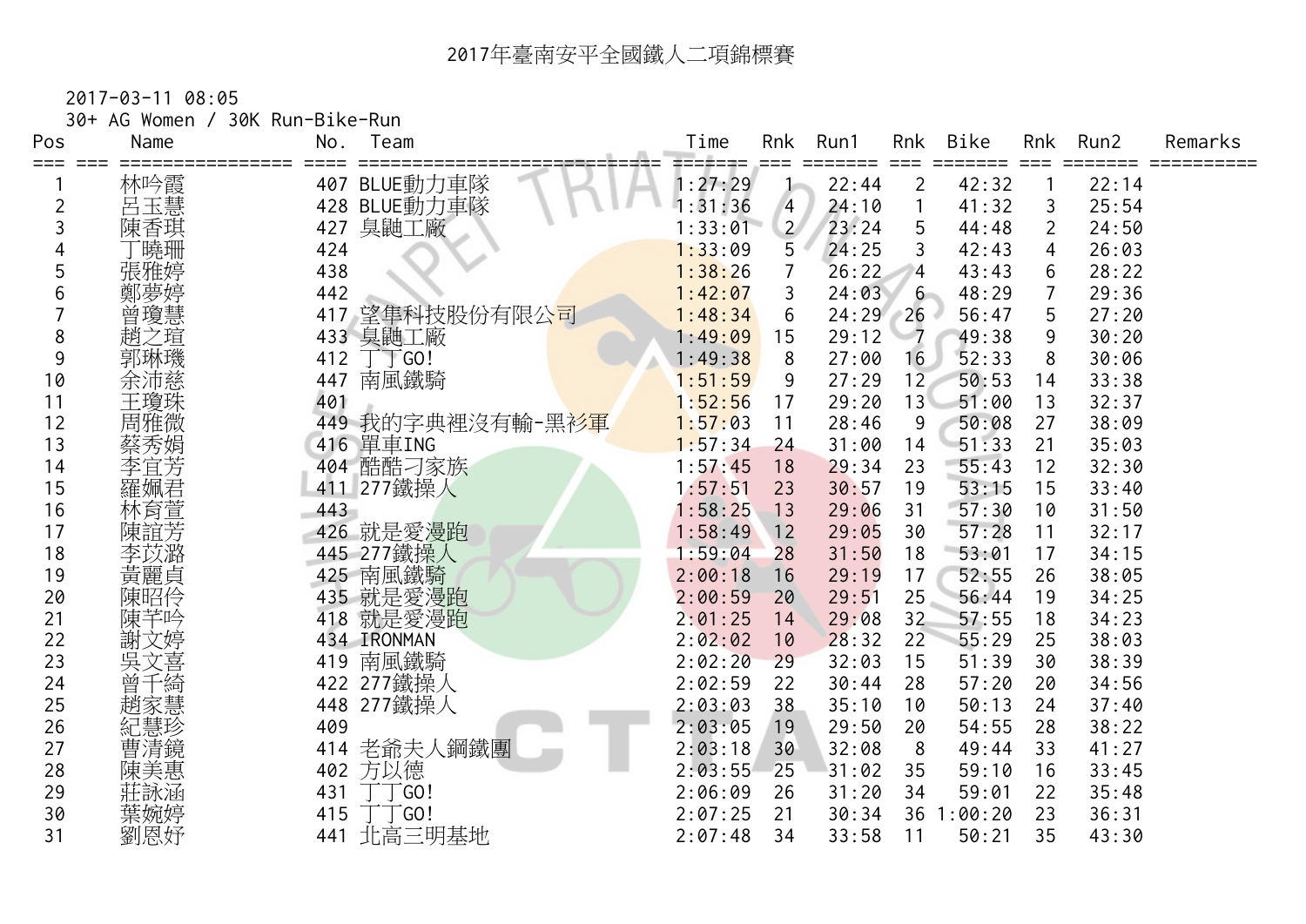# 2017年臺南安平全國鐵人二項錦標賽

2017-03-11 08:05

30+ AG Women / 30K Run-Bike-Run

| Pos | Name | No. | Team | Time | Rnk | Run1 | Rnk | Bike | Rnk | Run2 | Remarks |
|---|---|---|---|---|---|---|---|---|---|---|---|
| 1 | 林吟霞 | 407 | BLUE動力車隊 | 1:27:29 | 1 | 22:44 | 2 | 42:32 | 1 | 22:14 | |
| 2 | 呂玉慧 | 428 | BLUE動力車隊 | 1:31:36 | 4 | 24:10 | 1 | 41:32 | 3 | 25:54 | |
| 3 | 陳香琪 | 427 | 臭鼬工廠 | 1:33:01 | 2 | 23:24 | 5 | 44:48 | 2 | 24:50 | |
| 4 | 丁曉珊 | 424 | | 1:33:09 | 5 | 24:25 | 3 | 42:43 | 4 | 26:03 | |
| 5 | 張雅婷 | 438 | | 1:38:26 | 7 | 26:22 | 4 | 43:43 | 6 | 28:22 | |
| 6 | 鄭夢婷 | 442 | | 1:42:07 | 3 | 24:03 | 6 | 48:29 | 7 | 29:36 | |
| 7 | 曾瓊慧 | 417 | 望隼科技股份有限公司 | 1:48:34 | 6 | 24:29 | 26 | 56:47 | 5 | 27:20 | |
| 8 | 趙之瑄 | 433 | 臭鼬工廠 | 1:49:09 | 15 | 29:12 | 7 | 49:38 | 9 | 30:20 | |
| 9 | 郭琳璣 | 412 | 丁丁GO! | 1:49:38 | 8 | 27:00 | 16 | 52:33 | 8 | 30:06 | |
| 10 | 余沛慈 | 447 | 南風鐵騎 | 1:51:59 | 9 | 27:29 | 12 | 50:53 | 14 | 33:38 | |
| 11 | 王瓊珠 | 401 | | 1:52:56 | 17 | 29:20 | 13 | 51:00 | 13 | 32:37 | |
| 12 | 周雅微 | 449 | 我的字典裡沒有輸-黑衫軍 | 1:57:03 | 11 | 28:46 | 9 | 50:08 | 27 | 38:09 | |
| 13 | 蔡秀娟 | 416 | 單車ING | 1:57:34 | 24 | 31:00 | 14 | 51:33 | 21 | 35:03 | |
| 14 | 李宜芳 | 404 | 酷酷刁家族 | 1:57:45 | 18 | 29:34 | 23 | 55:43 | 12 | 32:30 | |
| 15 | 羅姵君 | 411 | 277鐵操人 | 1:57:51 | 23 | 30:57 | 19 | 53:15 | 15 | 33:40 | |
| 16 | 林育萱 | 443 | | 1:58:25 | 13 | 29:06 | 31 | 57:30 | 10 | 31:50 | |
| 17 | 陳誼芳 | 426 | 就是愛漫跑 | 1:58:49 | 12 | 29:05 | 30 | 57:28 | 11 | 32:17 | |
| 18 | 李玟潞 | 445 | 277鐵操人 | 1:59:04 | 28 | 31:50 | 18 | 53:01 | 17 | 34:15 | |
| 19 | 黃麗貞 | 425 | 南風鐵騎 | 2:00:18 | 16 | 29:19 | 17 | 52:55 | 26 | 38:05 | |
| 20 | 陳昭伶 | 435 | 就是愛漫跑 | 2:00:59 | 20 | 29:51 | 25 | 56:44 | 19 | 34:25 | |
| 21 | 陳芊吟 | 418 | 就是愛漫跑 | 2:01:25 | 14 | 29:08 | 32 | 57:55 | 18 | 34:23 | |
| 22 | 謝文婷 | 434 | IRONMAN | 2:02:02 | 10 | 28:32 | 22 | 55:29 | 25 | 38:03 | |
| 23 | 吳文喜 | 419 | 南風鐵騎 | 2:02:20 | 29 | 32:03 | 15 | 51:39 | 30 | 38:39 | |
| 24 | 曾千綺 | 422 | 277鐵操人 | 2:02:59 | 22 | 30:44 | 28 | 57:20 | 20 | 34:56 | |
| 25 | 趙家慧 | 448 | 277鐵操人 | 2:03:03 | 38 | 35:10 | 10 | 50:13 | 24 | 37:40 | |
| 26 | 紀慧珍 | 409 | | 2:03:05 | 19 | 29:50 | 20 | 54:55 | 28 | 38:22 | |
| 27 | 曹清鏡 | 414 | 老爺夫人鋼鐵團 | 2:03:18 | 30 | 32:08 | 8 | 49:44 | 33 | 41:27 | |
| 28 | 陳美惠 | 402 | 方以德 | 2:03:55 | 25 | 31:02 | 35 | 59:10 | 16 | 33:45 | |
| 29 | 莊詠涵 | 431 | 丁丁GO! | 2:06:09 | 26 | 31:20 | 34 | 59:01 | 22 | 35:48 | |
| 30 | 葉婉婷 | 415 | 丁丁GO! | 2:07:25 | 21 | 30:34 | 36 | 1:00:20 | 23 | 36:31 | |
| 31 | 劉恩妤 | 441 | 北高三明基地 | 2:07:48 | 34 | 33:58 | 11 | 50:21 | 35 | 43:30 | |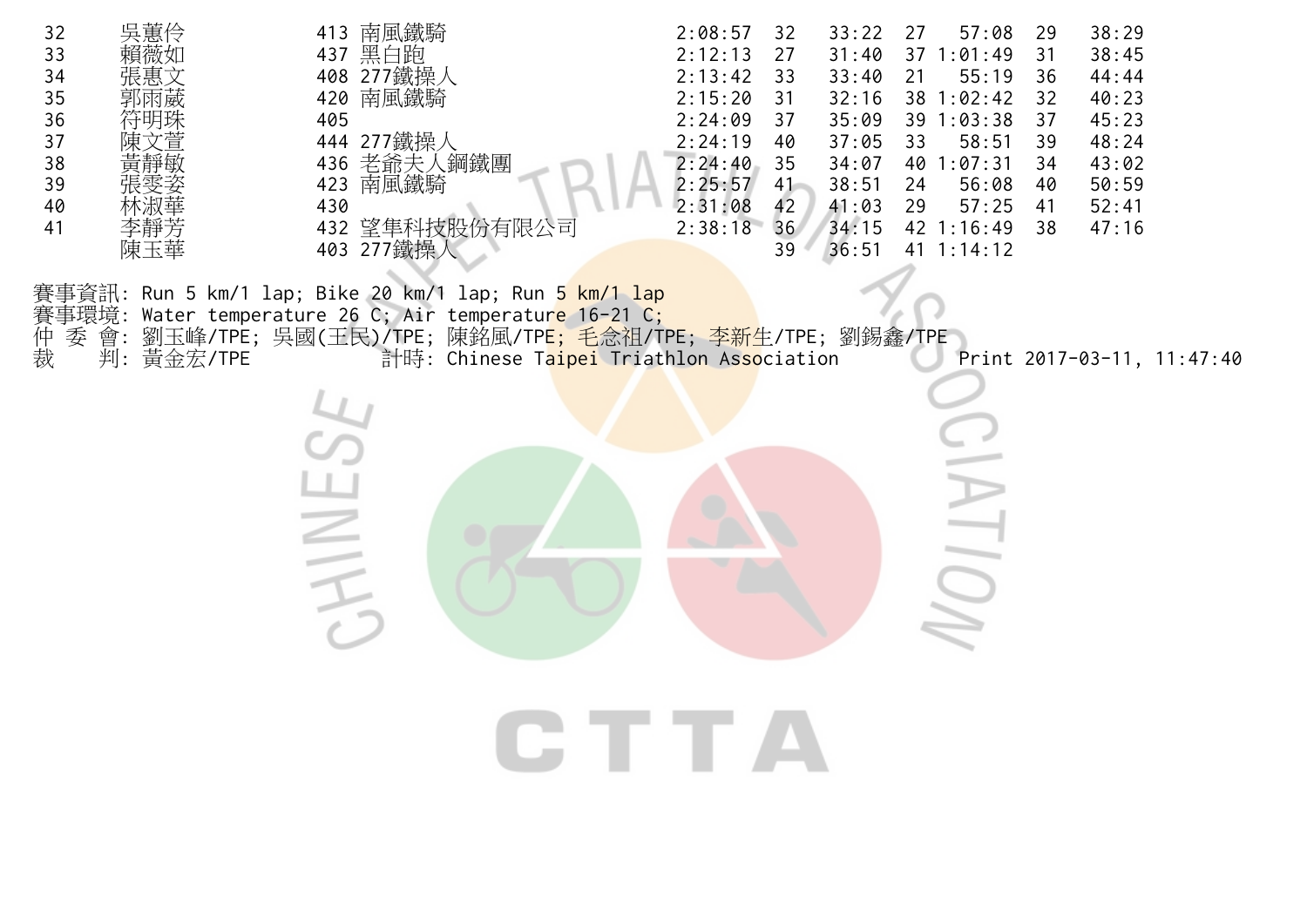| 32 | 吳蕙伶 | 413 | 南風鐵騎 | 2:08:57 | 32 | 33:22 | 27 | 57:08 | 29 | 38:29 |
|---|---|---|---|---|---|---|---|---|---|---|
| 33 | 賴薇如 | 437 | 黑白跑 | 2:12:13 | 27 | 31:40 | 37 | 1:01:49 | 31 | 38:45 |
| 34 | 張惠文 | 408 | 277鐵操人 | 2:13:42 | 33 | 33:40 | 21 | 55:19 | 36 | 44:44 |
| 35 | 郭雨葳 | 420 | 南風鐵騎 | 2:15:20 | 31 | 32:16 | 38 | 1:02:42 | 32 | 40:23 |
| 36 | 符明珠 | 405 | | 2:24:09 | 37 | 35:09 | 39 | 1:03:38 | 37 | 45:23 |
| 37 | 陳文萱 | 444 | 277鐵操人 | 2:24:19 | 40 | 37:05 | 33 | 58:51 | 39 | 48:24 |
| 38 | 黃靜敏 | 436 | 老爺夫人鋼鐵團 | 2:24:40 | 35 | 34:07 | 40 | 1:07:31 | 34 | 43:02 |
| 39 | 張雯姿 | 423 | 南風鐵騎 | 2:25:57 | 41 | 38:51 | 24 | 56:08 | 40 | 50:59 |
| 40 | 林淑華 | 430 | | 2:31:08 | 42 | 41:03 | 29 | 57:25 | 41 | 52:41 |
| 41 | 李靜芳 | 432 | 望隼科技股份有限公司 | 2:38:18 | 36 | 34:15 | 42 | 1:16:49 | 38 | 47:16 |
| | 陳玉華 | 403 | 277鐵操人 | | 39 | 36:51 | 41 | 1:14:12 | | |

賽事資訊: Run 5 km/1 lap; Bike 20 km/1 lap; Run 5 km/1 lap
賽事環境: Water temperature 26 C; Air temperature 16-21 C;
仲 委 會: 劉玉峰/TPE; 吳國(王民)/TPE; 陳銘風/TPE; 毛念祖/TPE; 李新生/TPE; 劉錫鑫/TPE
裁　　判: 黃金宏/TPE　　計時: Chinese Taipei Triathlon Association　　Print 2017-03-11, 11:47:40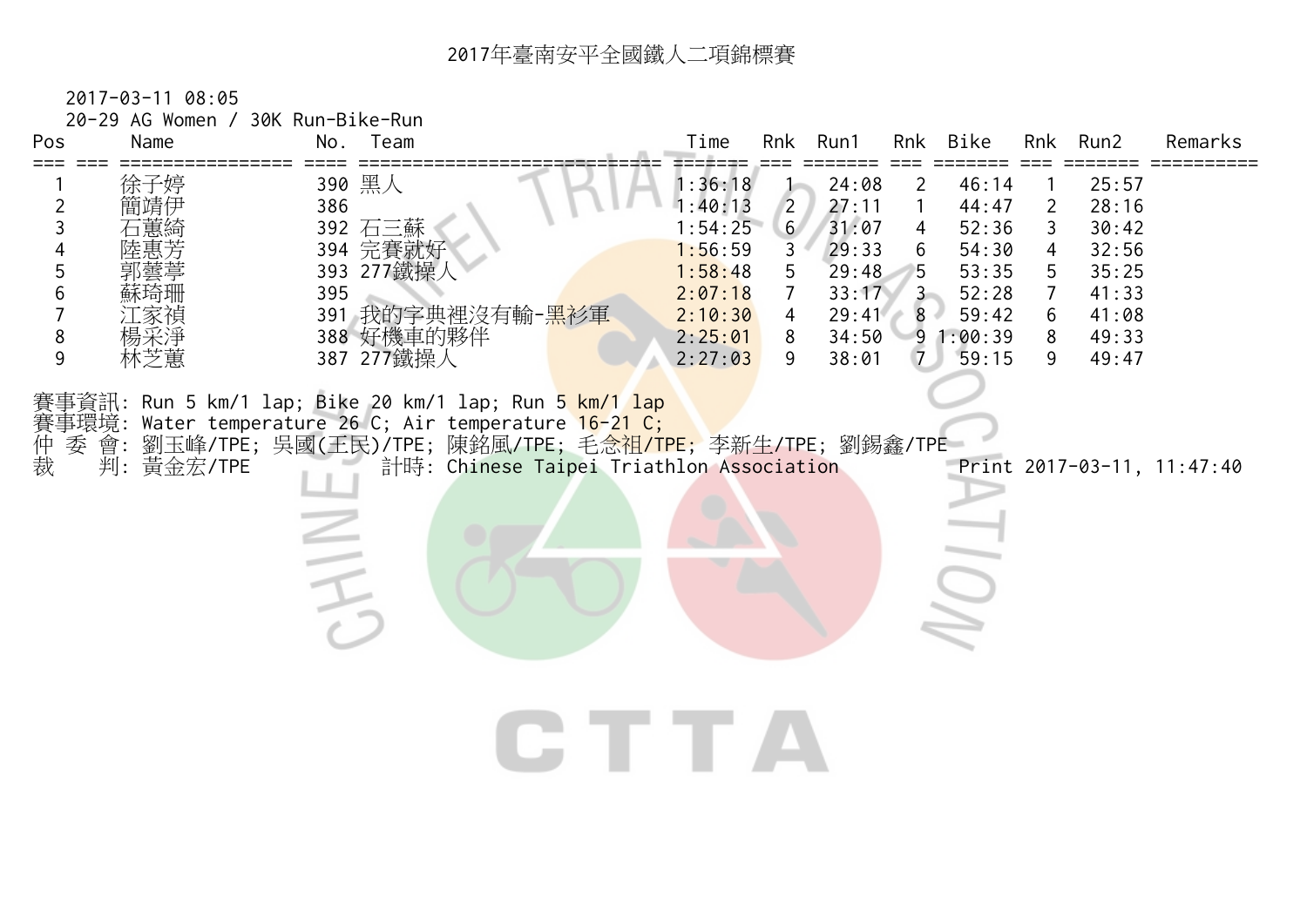# 2017年臺南安平全國鐵人二項錦標賽

2017-03-11 08:05

20-29 AG Women / 30K Run-Bike-Run

| Pos | Name | No. | Team | Time | Rnk | Run1 | Rnk | Bike | Rnk | Run2 | Remarks |
|---|---|---|---|---|---|---|---|---|---|---|---|
| 1 | 徐子婷 | 390 | 黑人 | 1:36:18 | 1 | 24:08 | 2 | 46:14 | 1 | 25:57 | |
| 2 | 簡靖伊 | 386 | | 1:40:13 | 2 | 27:11 | 1 | 44:47 | 2 | 28:16 | |
| 3 | 石蕙綺 | 392 | 石三蘇 | 1:54:25 | 6 | 31:07 | 4 | 52:36 | 3 | 30:42 | |
| 4 | 陸惠芳 | 394 | 完賽就好 | 1:56:59 | 3 | 29:33 | 6 | 54:30 | 4 | 32:56 | |
| 5 | 郭蕓葶 | 393 | 277鐵操人 | 1:58:48 | 5 | 29:48 | 5 | 53:35 | 5 | 35:25 | |
| 6 | 蘇琦珊 | 395 | | 2:07:18 | 7 | 33:17 | 3 | 52:28 | 7 | 41:33 | |
| 7 | 江家禎 | 391 | 我的字典裡沒有輸-黑衫軍 | 2:10:30 | 4 | 29:41 | 8 | 59:42 | 6 | 41:08 | |
| 8 | 楊采淨 | 388 | 好機車的夥伴 | 2:25:01 | 8 | 34:50 | 9 | 1:00:39 | 8 | 49:33 | |
| 9 | 林芝蕙 | 387 | 277鐵操人 | 2:27:03 | 9 | 38:01 | 7 | 59:15 | 9 | 49:47 | |

賽事資訊: Run 5 km/1 lap; Bike 20 km/1 lap; Run 5 km/1 lap

賽事環境: Water temperature 26 C; Air temperature 16-21 C;

仲 委 會: 劉玉峰/TPE; 吳國(王民)/TPE; 陳銘風/TPE; 毛念祖/TPE; 李新生/TPE; 劉錫鑫/TPE

裁　　判: 黃金宏/TPE　　計時: Chinese Taipei Triathlon Association　　Print 2017-03-11, 11:47:40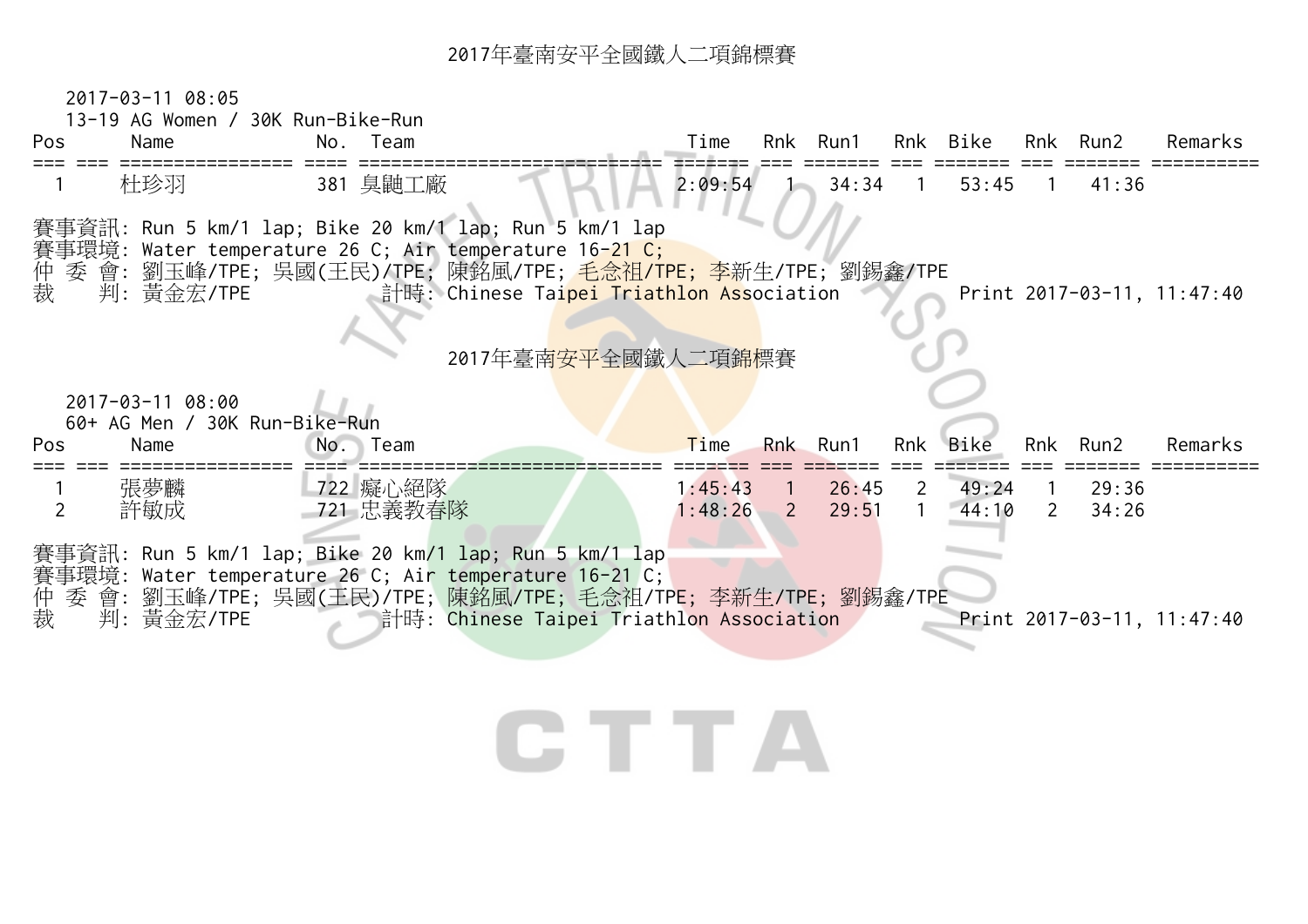## 2017年臺南安平全國鐵人二項錦標賽

2017-03-11 08:05
13-19 AG Women / 30K Run-Bike-Run

| Pos | | Name | No. | Team | Time | Rnk | Run1 | Rnk | Bike | Rnk | Run2 | Remarks |
|---|---|---|---|---|---|---|---|---|---|---|---|---|
| 1 | | 杜珍羽 | 381 | 臭鼬工廠 | 2:09:54 | 1 | 34:34 | 1 | 53:45 | 1 | 41:36 | |

賽事資訊: Run 5 km/1 lap; Bike 20 km/1 lap; Run 5 km/1 lap
賽事環境: Water temperature 26 C; Air temperature 16-21 C;
仲 委 會: 劉玉峰/TPE; 吳國(王民)/TPE; 陳銘風/TPE; 毛念祖/TPE; 李新生/TPE; 劉錫鑫/TPE
裁　　判: 黃金宏/TPE　　　　計時: Chinese Taipei Triathlon Association　　　　Print 2017-03-11, 11:47:40

## 2017年臺南安平全國鐵人二項錦標賽

2017-03-11 08:00
60+ AG Men / 30K Run-Bike-Run

| Pos | | Name | No. | Team | Time | Rnk | Run1 | Rnk | Bike | Rnk | Run2 | Remarks |
|---|---|---|---|---|---|---|---|---|---|---|---|---|
| 1 | | 張夢麟 | 722 | 癡心絕隊 | 1:45:43 | 1 | 26:45 | 2 | 49:24 | 1 | 29:36 | |
| 2 | | 許敏成 | 721 | 忠義教春隊 | 1:48:26 | 2 | 29:51 | 1 | 44:10 | 2 | 34:26 | |

賽事資訊: Run 5 km/1 lap; Bike 20 km/1 lap; Run 5 km/1 lap
賽事環境: Water temperature 26 C; Air temperature 16-21 C;
仲 委 會: 劉玉峰/TPE; 吳國(王民)/TPE; 陳銘風/TPE; 毛念祖/TPE; 李新生/TPE; 劉錫鑫/TPE
裁　　判: 黃金宏/TPE　　　　計時: Chinese Taipei Triathlon Association　　　　Print 2017-03-11, 11:47:40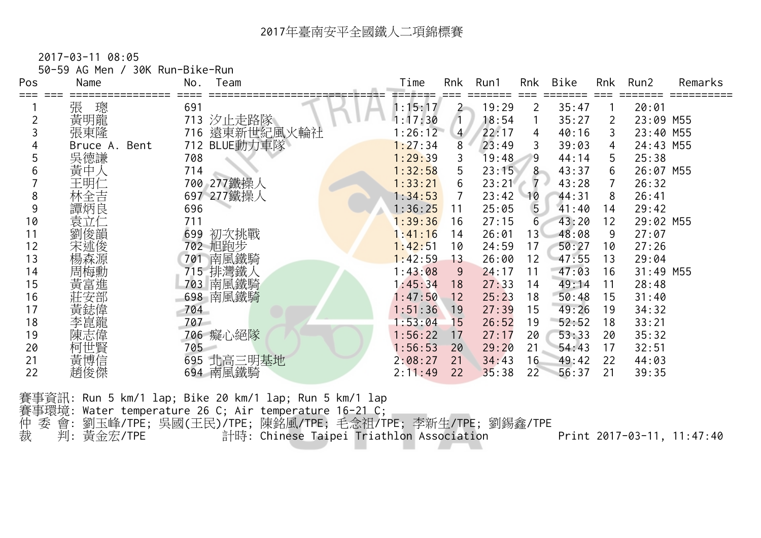# 2017年臺南安平全國鐵人二項錦標賽

2017-03-11 08:05

50-59 AG Men / 30K Run-Bike-Run

| Pos | Name | No. | Team | Time | Rnk | Run1 | Rnk | Bike | Rnk | Run2 | Remarks |
|---|---|---|---|---|---|---|---|---|---|---|---|
| 1 | 張　璁 | 691 | | 1:15:17 | 2 | 19:29 | 2 | 35:47 | 1 | 20:01 | |
| 2 | 黃明龍 | 713 | 汐止走路隊 | 1:17:30 | 1 | 18:54 | 1 | 35:27 | 2 | 23:09 | M55 |
| 3 | 張東隆 | 716 | 遠東新世紀風火輪社 | 1:26:12 | 4 | 22:17 | 4 | 40:16 | 3 | 23:40 | M55 |
| 4 | Bruce A. Bent | 712 | BLUE動力車隊 | 1:27:34 | 8 | 23:49 | 3 | 39:03 | 4 | 24:43 | M55 |
| 5 | 吳德謙 | 708 | | 1:29:39 | 3 | 19:48 | 9 | 44:14 | 5 | 25:38 | |
| 6 | 黃中人 | 714 | | 1:32:58 | 5 | 23:15 | 8 | 43:37 | 6 | 26:07 | M55 |
| 7 | 王明仁 | 700 | 277鐵操人 | 1:33:21 | 6 | 23:21 | 7 | 43:28 | 7 | 26:32 | |
| 8 | 林全吉 | 697 | 277鐵操人 | 1:34:53 | 7 | 23:42 | 10 | 44:31 | 8 | 26:41 | |
| 9 | 譚炳良 | 696 | | 1:36:25 | 11 | 25:05 | 5 | 41:40 | 14 | 29:42 | |
| 10 | 袁立仁 | 711 | | 1:39:36 | 16 | 27:15 | 6 | 43:20 | 12 | 29:02 | M55 |
| 11 | 劉俊韻 | 699 | 初次挑戰 | 1:41:16 | 14 | 26:01 | 13 | 48:08 | 9 | 27:07 | |
| 12 | 宋述俊 | 702 | 旭跑步 | 1:42:51 | 10 | 24:59 | 17 | 50:27 | 10 | 27:26 | |
| 13 | 楊森源 | 701 | 南風鐵騎 | 1:42:59 | 13 | 26:00 | 12 | 47:55 | 13 | 29:04 | |
| 14 | 周梅勳 | 715 | 排灣鐵人 | 1:43:08 | 9 | 24:17 | 11 | 47:03 | 16 | 31:49 | M55 |
| 15 | 黃富進 | 703 | 南風鐵騎 | 1:45:34 | 18 | 27:33 | 14 | 49:14 | 11 | 28:48 | |
| 16 | 莊安部 | 698 | 南風鐵騎 | 1:47:50 | 12 | 25:23 | 18 | 50:48 | 15 | 31:40 | |
| 17 | 黃鈜偉 | 704 | | 1:51:36 | 19 | 27:39 | 15 | 49:26 | 19 | 34:32 | |
| 18 | 李崑龍 | 707 | | 1:53:04 | 15 | 26:52 | 19 | 52:52 | 18 | 33:21 | |
| 19 | 陳志偉 | 706 | 癡心絕隊 | 1:56:22 | 17 | 27:17 | 20 | 53:33 | 20 | 35:32 | |
| 20 | 柯世賢 | 705 | | 1:56:53 | 20 | 29:20 | 21 | 54:43 | 17 | 32:51 | |
| 21 | 黃博信 | 695 | 北高三明基地 | 2:08:27 | 21 | 34:43 | 16 | 49:42 | 22 | 44:03 | |
| 22 | 趙俊傑 | 694 | 南風鐵騎 | 2:11:49 | 22 | 35:38 | 22 | 56:37 | 21 | 39:35 | |

賽事資訊: Run 5 km/1 lap; Bike 20 km/1 lap; Run 5 km/1 lap
賽事環境: Water temperature 26 C; Air temperature 16-21 C;
仲 委 會: 劉玉峰/TPE; 吳國(王民)/TPE; 陳銘風/TPE; 毛念祖/TPE; 李新生/TPE; 劉錫鑫/TPE
裁　 判: 黃金宏/TPE　　　　計時: Chinese Taipei Triathlon Association　　　　Print 2017-03-11, 11:47:40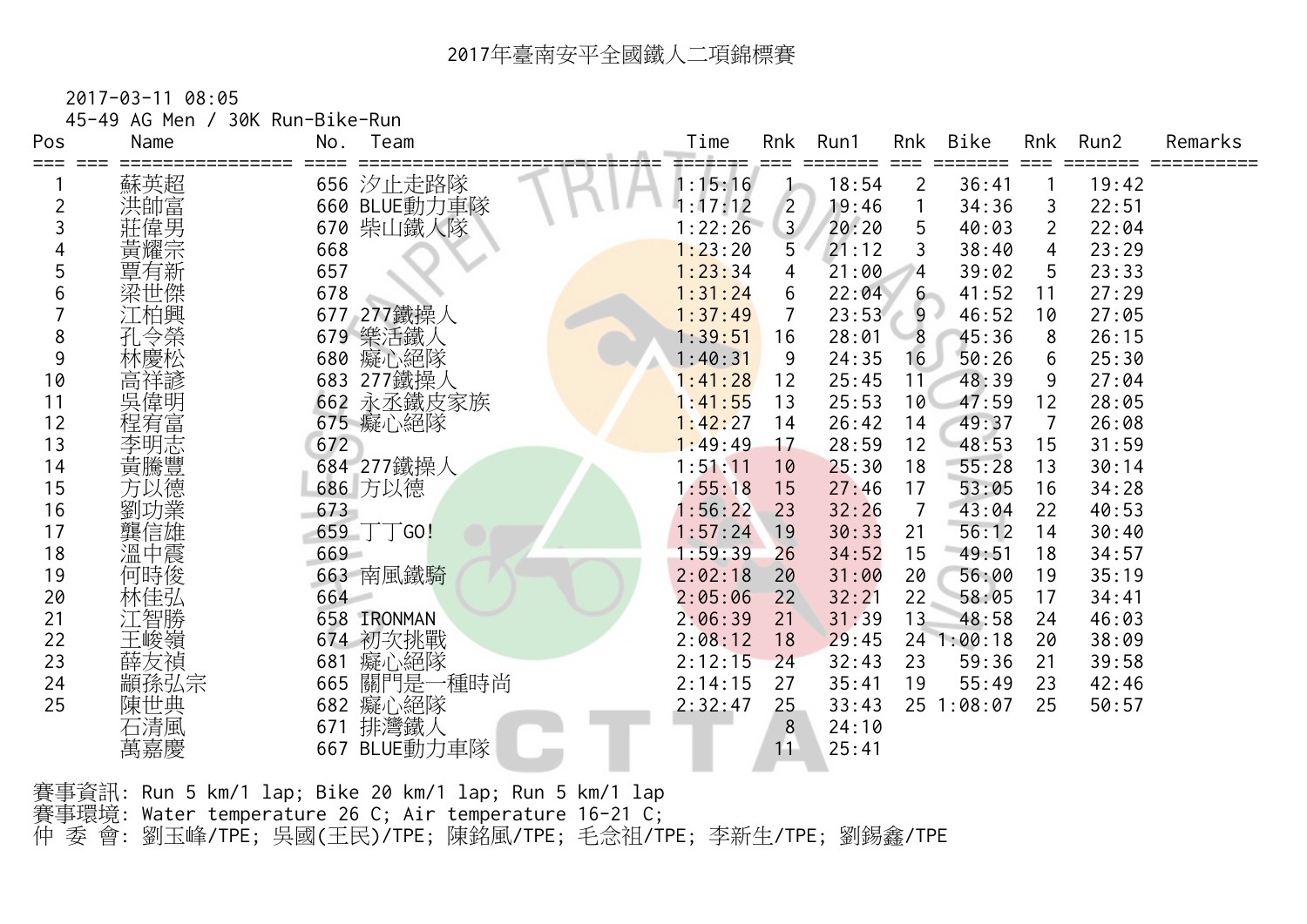# 2017年臺南安平全國鐵人二項錦標賽

2017-03-11 08:05

45-49 AG Men / 30K Run-Bike-Run

| Pos | | Name | No. | Team | Time | Rnk | Run1 | Rnk | Bike | Rnk | Run2 | Remarks |
|---|---|---|---|---|---|---|---|---|---|---|---|---|
| 1 | | 蘇英超 | 656 | 汐止走路隊 | 1:15:16 | 1 | 18:54 | 2 | 36:41 | 1 | 19:42 | |
| 2 | | 洪帥富 | 660 | BLUE動力車隊 | 1:17:12 | 2 | 19:46 | 1 | 34:36 | 3 | 22:51 | |
| 3 | | 莊偉男 | 670 | 柴山鐵人隊 | 1:22:26 | 3 | 20:20 | 5 | 40:03 | 2 | 22:04 | |
| 4 | | 黃耀宗 | 668 | | 1:23:20 | 5 | 21:12 | 3 | 38:40 | 4 | 23:29 | |
| 5 | | 覃有新 | 657 | | 1:23:34 | 4 | 21:00 | 4 | 39:02 | 5 | 23:33 | |
| 6 | | 梁世傑 | 678 | | 1:31:24 | 6 | 22:04 | 6 | 41:52 | 11 | 27:29 | |
| 7 | | 江柏興 | 677 | 277鐵操人 | 1:37:49 | 7 | 23:53 | 9 | 46:52 | 10 | 27:05 | |
| 8 | | 孔令榮 | 679 | 樂活鐵人 | 1:39:51 | 16 | 28:01 | 8 | 45:36 | 8 | 26:15 | |
| 9 | | 林慶松 | 680 | 癡心絕隊 | 1:40:31 | 9 | 24:35 | 16 | 50:26 | 6 | 25:30 | |
| 10 | | 高祥諺 | 683 | 277鐵操人 | 1:41:28 | 12 | 25:45 | 11 | 48:39 | 9 | 27:04 | |
| 11 | | 吳偉明 | 662 | 永丞鐵皮家族 | 1:41:55 | 13 | 25:53 | 10 | 47:59 | 12 | 28:05 | |
| 12 | | 程宥富 | 675 | 癡心絕隊 | 1:42:27 | 14 | 26:42 | 14 | 49:37 | 7 | 26:08 | |
| 13 | | 李明志 | 672 | | 1:49:49 | 17 | 28:59 | 12 | 48:53 | 15 | 31:59 | |
| 14 | | 黃騰豐 | 684 | 277鐵操人 | 1:51:11 | 10 | 25:30 | 18 | 55:28 | 13 | 30:14 | |
| 15 | | 方以德 | 686 | 方以德 | 1:55:18 | 15 | 27:46 | 17 | 53:05 | 16 | 34:28 | |
| 16 | | 劉功業 | 673 | | 1:56:22 | 23 | 32:26 | 7 | 43:04 | 22 | 40:53 | |
| 17 | | 龔信雄 | 659 | 丁丁GO! | 1:57:24 | 19 | 30:33 | 21 | 56:12 | 14 | 30:40 | |
| 18 | | 溫中震 | 669 | | 1:59:39 | 26 | 34:52 | 15 | 49:51 | 18 | 34:57 | |
| 19 | | 何時俊 | 663 | 南風鐵騎 | 2:02:18 | 20 | 31:00 | 20 | 56:00 | 19 | 35:19 | |
| 20 | | 林佳弘 | 664 | | 2:05:06 | 22 | 32:21 | 22 | 58:05 | 17 | 34:41 | |
| 21 | | 江智勝 | 658 | IRONMAN | 2:06:39 | 21 | 31:39 | 13 | 48:58 | 24 | 46:03 | |
| 22 | | 王峻嶺 | 674 | 初次挑戰 | 2:08:12 | 18 | 29:45 | 24 | 1:00:18 | 20 | 38:09 | |
| 23 | | 薛友禎 | 681 | 癡心絕隊 | 2:12:15 | 24 | 32:43 | 23 | 59:36 | 21 | 39:58 | |
| 24 | | 顓孫弘宗 | 665 | 關門是一種時尚 | 2:14:15 | 27 | 35:41 | 19 | 55:49 | 23 | 42:46 | |
| 25 | | 陳世典 | 682 | 癡心絕隊 | 2:32:47 | 25 | 33:43 | 25 | 1:08:07 | 25 | 50:57 | |
| | | 石清風 | 671 | 排灣鐵人 | | 8 | 24:10 | | | | | |
| | | 萬嘉慶 | 667 | BLUE動力車隊 | | 11 | 25:41 | | | | | |

賽事資訊: Run 5 km/1 lap; Bike 20 km/1 lap; Run 5 km/1 lap
賽事環境: Water temperature 26 C; Air temperature 16-21 C;
仲 委 會: 劉玉峰/TPE; 吳國(王民)/TPE; 陳銘風/TPE; 毛念祖/TPE; 李新生/TPE; 劉錫鑫/TPE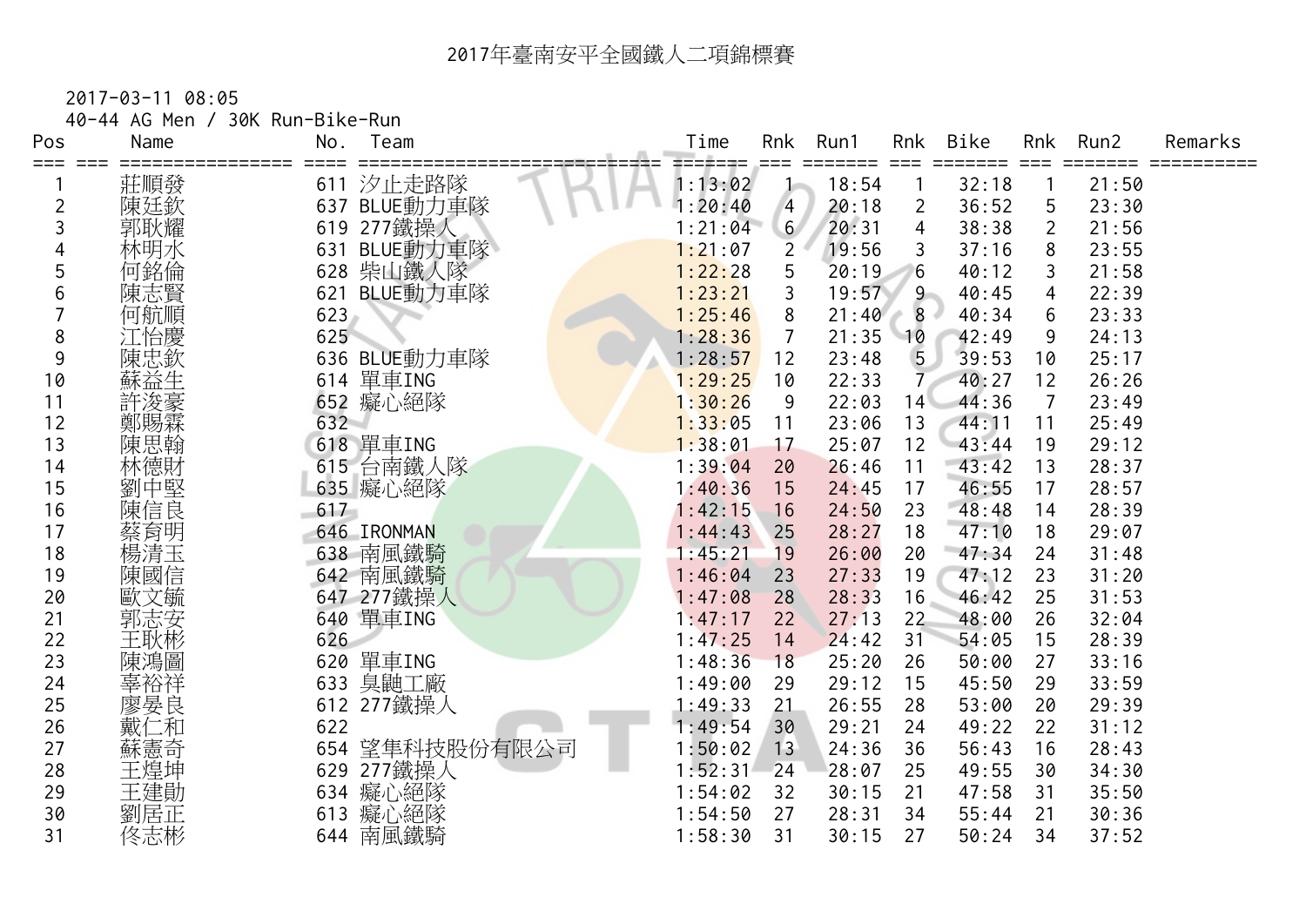# 2017年臺南安平全國鐵人二項錦標賽

2017-03-11 08:05

40-44 AG Men / 30K Run-Bike-Run

| Pos | | Name | No. | Team | Time | Rnk | Run1 | Rnk | Bike | Rnk | Run2 | Remarks |
|---|---|---|---|---|---|---|---|---|---|---|---|---|
| 1 | | 莊順發 | 611 | 汐止走路隊 | 1:13:02 | 1 | 18:54 | 1 | 32:18 | 1 | 21:50 | |
| 2 | | 陳廷欽 | 637 | BLUE動力車隊 | 1:20:40 | 4 | 20:18 | 2 | 36:52 | 5 | 23:30 | |
| 3 | | 郭耿耀 | 619 | 277鐵操人 | 1:21:04 | 6 | 20:31 | 4 | 38:38 | 2 | 21:56 | |
| 4 | | 林明水 | 631 | BLUE動力車隊 | 1:21:07 | 2 | 19:56 | 3 | 37:16 | 8 | 23:55 | |
| 5 | | 何銘倫 | 628 | 柴山鐵人隊 | 1:22:28 | 5 | 20:19 | 6 | 40:12 | 3 | 21:58 | |
| 6 | | 陳志賢 | 621 | BLUE動力車隊 | 1:23:21 | 3 | 19:57 | 9 | 40:45 | 4 | 22:39 | |
| 7 | | 何航順 | 623 | | 1:25:46 | 8 | 21:40 | 8 | 40:34 | 6 | 23:33 | |
| 8 | | 江怡慶 | 625 | | 1:28:36 | 7 | 21:35 | 10 | 42:49 | 9 | 24:13 | |
| 9 | | 陳忠欽 | 636 | BLUE動力車隊 | 1:28:57 | 12 | 23:48 | 5 | 39:53 | 10 | 25:17 | |
| 10 | | 蘇益生 | 614 | 單車ING | 1:29:25 | 10 | 22:33 | 7 | 40:27 | 12 | 26:26 | |
| 11 | | 許浚豪 | 652 | 癡心絕隊 | 1:30:26 | 9 | 22:03 | 14 | 44:36 | 7 | 23:49 | |
| 12 | | 鄭賜霖 | 632 | | 1:33:05 | 11 | 23:06 | 13 | 44:11 | 11 | 25:49 | |
| 13 | | 陳思翰 | 618 | 單車ING | 1:38:01 | 17 | 25:07 | 12 | 43:44 | 19 | 29:12 | |
| 14 | | 林德財 | 615 | 台南鐵人隊 | 1:39:04 | 20 | 26:46 | 11 | 43:42 | 13 | 28:37 | |
| 15 | | 劉中堅 | 635 | 癡心絕隊 | 1:40:36 | 15 | 24:45 | 17 | 46:55 | 17 | 28:57 | |
| 16 | | 陳信良 | 617 | | 1:42:15 | 16 | 24:50 | 23 | 48:48 | 14 | 28:39 | |
| 17 | | 蔡育明 | 646 | IRONMAN | 1:44:43 | 25 | 28:27 | 18 | 47:10 | 18 | 29:07 | |
| 18 | | 楊清玉 | 638 | 南風鐵騎 | 1:45:21 | 19 | 26:00 | 20 | 47:34 | 24 | 31:48 | |
| 19 | | 陳國信 | 642 | 南風鐵騎 | 1:46:04 | 23 | 27:33 | 19 | 47:12 | 23 | 31:20 | |
| 20 | | 歐文毓 | 647 | 277鐵操人 | 1:47:08 | 28 | 28:33 | 16 | 46:42 | 25 | 31:53 | |
| 21 | | 郭志安 | 640 | 單車ING | 1:47:17 | 22 | 27:13 | 22 | 48:00 | 26 | 32:04 | |
| 22 | | 王耿彬 | 626 | | 1:47:25 | 14 | 24:42 | 31 | 54:05 | 15 | 28:39 | |
| 23 | | 陳鴻圖 | 620 | 單車ING | 1:48:36 | 18 | 25:20 | 26 | 50:00 | 27 | 33:16 | |
| 24 | | 辜裕祥 | 633 | 臭鼬工廠 | 1:49:00 | 29 | 29:12 | 15 | 45:50 | 29 | 33:59 | |
| 25 | | 廖晏良 | 612 | 277鐵操人 | 1:49:33 | 21 | 26:55 | 28 | 53:00 | 20 | 29:39 | |
| 26 | | 戴仁和 | 622 | | 1:49:54 | 30 | 29:21 | 24 | 49:22 | 22 | 31:12 | |
| 27 | | 蘇憲奇 | 654 | 望隼科技股份有限公司 | 1:50:02 | 13 | 24:36 | 36 | 56:43 | 16 | 28:43 | |
| 28 | | 王煌坤 | 629 | 277鐵操人 | 1:52:31 | 24 | 28:07 | 25 | 49:55 | 30 | 34:30 | |
| 29 | | 王建勛 | 634 | 癡心絕隊 | 1:54:02 | 32 | 30:15 | 21 | 47:58 | 31 | 35:50 | |
| 30 | | 劉居正 | 613 | 癡心絕隊 | 1:54:50 | 27 | 28:31 | 34 | 55:44 | 21 | 30:36 | |
| 31 | | 佟志彬 | 644 | 南風鐵騎 | 1:58:30 | 31 | 30:15 | 27 | 50:24 | 34 | 37:52 | |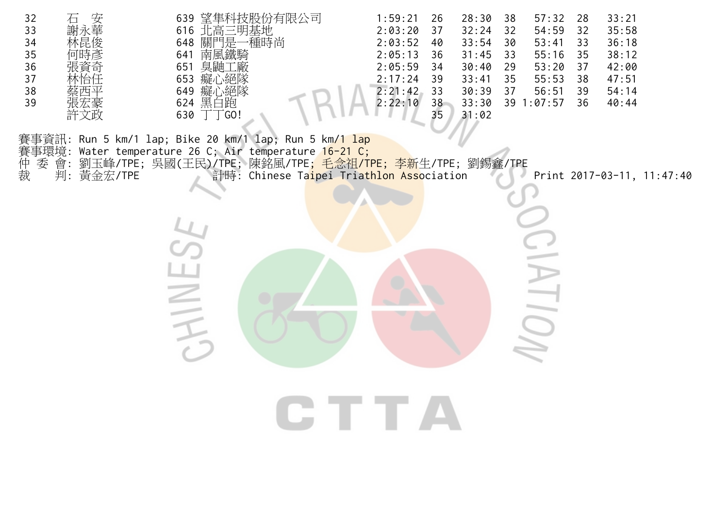| | | | | | | | | | |
|---|---|---|---|---|---|---|---|---|---|
| 32 | 石　安 | 639 望隼科技股份有限公司 | 1:59:21 | 26 | 28:30 | 38 | 57:32 | 28 | 33:21 |
| 33 | 謝永華 | 616 北高三明基地 | 2:03:20 | 37 | 32:24 | 32 | 54:59 | 32 | 35:58 |
| 34 | 林昆俊 | 648 關門是一種時尚 | 2:03:52 | 40 | 33:54 | 30 | 53:41 | 33 | 36:18 |
| 35 | 何時彥 | 641 南風鐵騎 | 2:05:13 | 36 | 31:45 | 33 | 55:16 | 35 | 38:12 |
| 36 | 張資奇 | 651 臭鼬工廠 | 2:05:59 | 34 | 30:40 | 29 | 53:20 | 37 | 42:00 |
| 37 | 林怡任 | 653 癡心絕隊 | 2:17:24 | 39 | 33:41 | 35 | 55:53 | 38 | 47:51 |
| 38 | 蔡西平 | 649 癡心絕隊 | 2:21:42 | 33 | 30:39 | 37 | 56:51 | 39 | 54:14 |
| 39 | 張宏豪 | 624 黑白跑 | 2:22:10 | 38 | 33:30 | 39 | 1:07:57 | 36 | 40:44 |
| | 許文政 | 630 丁丁GO! | | 35 | 31:02 | | | | |

賽事資訊: Run 5 km/1 lap; Bike 20 km/1 lap; Run 5 km/1 lap
賽事環境: Water temperature 26 C; Air temperature 16-21 C;
仲 委 會: 劉玉峰/TPE; 吳國(王民)/TPE; 陳銘風/TPE; 毛念祖/TPE; 李新生/TPE; 劉錫鑫/TPE
裁　　判: 黃金宏/TPE　　計時: Chinese Taipei Triathlon Association　　Print 2017-03-11, 11:47:40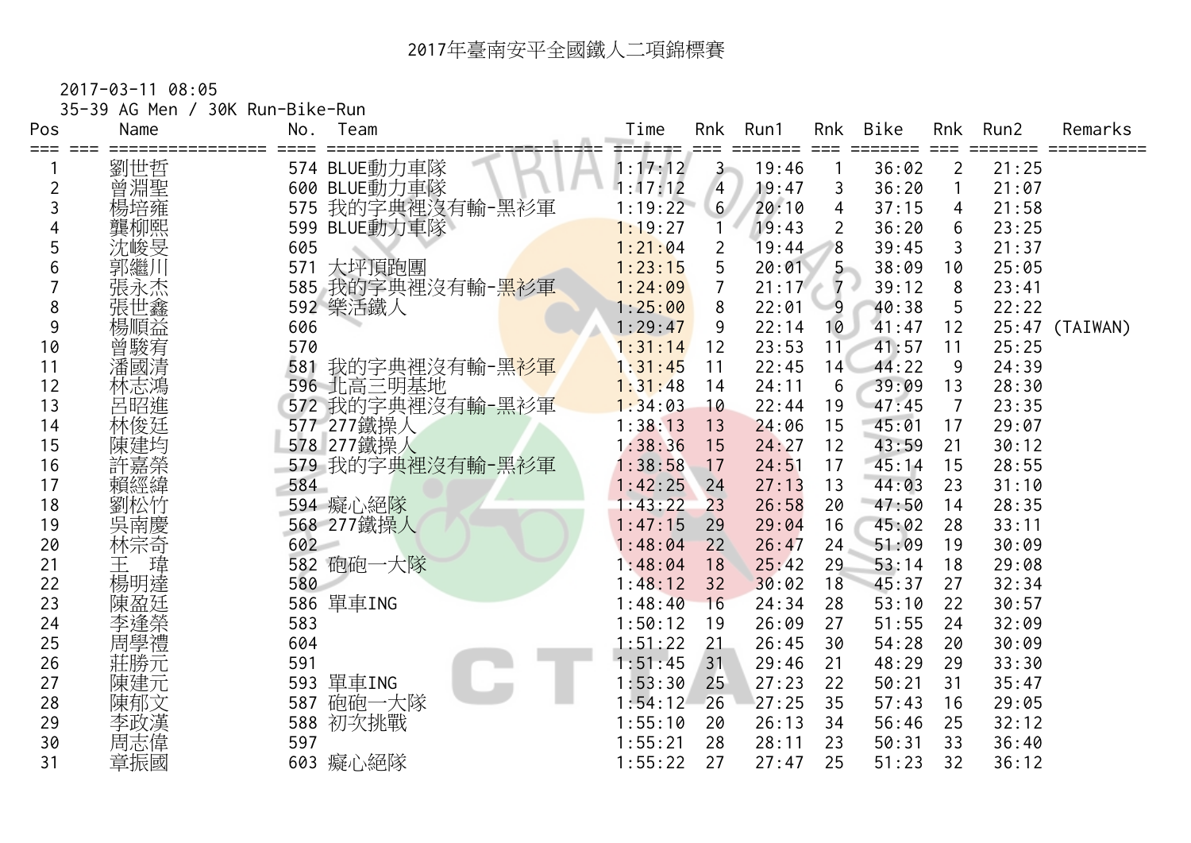# 2017年臺南安平全國鐵人二項錦標賽

2017-03-11 08:05
35-39 AG Men / 30K Run-Bike-Run

| Pos | Name | No. | Team | Time | Rnk | Run1 | Rnk | Bike | Rnk | Run2 | Remarks |
|---|---|---|---|---|---|---|---|---|---|---|---|
| 1 | 劉世哲 | 574 | BLUE動力車隊 | 1:17:12 | 3 | 19:46 | 1 | 36:02 | 2 | 21:25 | |
| 2 | 曾淵聖 | 600 | BLUE動力車隊 | 1:17:12 | 4 | 19:47 | 3 | 36:20 | 1 | 21:07 | |
| 3 | 楊培雍 | 575 | 我的字典裡沒有輸-黑衫軍 | 1:19:22 | 6 | 20:10 | 4 | 37:15 | 4 | 21:58 | |
| 4 | 龔柳熙 | 599 | BLUE動力車隊 | 1:19:27 | 1 | 19:43 | 2 | 36:20 | 6 | 23:25 | |
| 5 | 沈峻旻 | 605 | | 1:21:04 | 2 | 19:44 | 8 | 39:45 | 3 | 21:37 | |
| 6 | 郭繼川 | 571 | 大坪頂跑團 | 1:23:15 | 5 | 20:01 | 5 | 38:09 | 10 | 25:05 | |
| 7 | 張永杰 | 585 | 我的字典裡沒有輸-黑衫軍 | 1:24:09 | 7 | 21:17 | 7 | 39:12 | 8 | 23:41 | |
| 8 | 張世鑫 | 592 | 樂活鐵人 | 1:25:00 | 8 | 22:01 | 9 | 40:38 | 5 | 22:22 | |
| 9 | 楊順益 | 606 | | 1:29:47 | 9 | 22:14 | 10 | 41:47 | 12 | 25:47 | (TAIWAN) |
| 10 | 曾駿宥 | 570 | | 1:31:14 | 12 | 23:53 | 11 | 41:57 | 11 | 25:25 | |
| 11 | 潘國清 | 581 | 我的字典裡沒有輸-黑衫軍 | 1:31:45 | 11 | 22:45 | 14 | 44:22 | 9 | 24:39 | |
| 12 | 林志鴻 | 596 | 北高三明基地 | 1:31:48 | 14 | 24:11 | 6 | 39:09 | 13 | 28:30 | |
| 13 | 呂昭進 | 572 | 我的字典裡沒有輸-黑衫軍 | 1:34:03 | 10 | 22:44 | 19 | 47:45 | 7 | 23:35 | |
| 14 | 林俊廷 | 577 | 277鐵操人 | 1:38:13 | 13 | 24:06 | 15 | 45:01 | 17 | 29:07 | |
| 15 | 陳建均 | 578 | 277鐵操人 | 1:38:36 | 15 | 24:27 | 12 | 43:59 | 21 | 30:12 | |
| 16 | 許嘉榮 | 579 | 我的字典裡沒有輸-黑衫軍 | 1:38:58 | 17 | 24:51 | 17 | 45:14 | 15 | 28:55 | |
| 17 | 賴經緯 | 584 | | 1:42:25 | 24 | 27:13 | 13 | 44:03 | 23 | 31:10 | |
| 18 | 劉松竹 | 594 | 癡心絕隊 | 1:43:22 | 23 | 26:58 | 20 | 47:50 | 14 | 28:35 | |
| 19 | 吳南慶 | 568 | 277鐵操人 | 1:47:15 | 29 | 29:04 | 16 | 45:02 | 28 | 33:11 | |
| 20 | 林宗奇 | 602 | | 1:48:04 | 22 | 26:47 | 24 | 51:09 | 19 | 30:09 | |
| 21 | 王　瑋 | 582 | 砲砲一大隊 | 1:48:04 | 18 | 25:42 | 29 | 53:14 | 18 | 29:08 | |
| 22 | 楊明達 | 580 | | 1:48:12 | 32 | 30:02 | 18 | 45:37 | 27 | 32:34 | |
| 23 | 陳盈廷 | 586 | 單車ING | 1:48:40 | 16 | 24:34 | 28 | 53:10 | 22 | 30:57 | |
| 24 | 李逢榮 | 583 | | 1:50:12 | 19 | 26:09 | 27 | 51:55 | 24 | 32:09 | |
| 25 | 周學禮 | 604 | | 1:51:22 | 21 | 26:45 | 30 | 54:28 | 20 | 30:09 | |
| 26 | 莊勝元 | 591 | | 1:51:45 | 31 | 29:46 | 21 | 48:29 | 29 | 33:30 | |
| 27 | 陳建元 | 593 | 單車ING | 1:53:30 | 25 | 27:23 | 22 | 50:21 | 31 | 35:47 | |
| 28 | 陳郁文 | 587 | 砲砲一大隊 | 1:54:12 | 26 | 27:25 | 35 | 57:43 | 16 | 29:05 | |
| 29 | 李政漢 | 588 | 初次挑戰 | 1:55:10 | 20 | 26:13 | 34 | 56:46 | 25 | 32:12 | |
| 30 | 周志偉 | 597 | | 1:55:21 | 28 | 28:11 | 23 | 50:31 | 33 | 36:40 | |
| 31 | 章振國 | 603 | 癡心絕隊 | 1:55:22 | 27 | 27:47 | 25 | 51:23 | 32 | 36:12 | |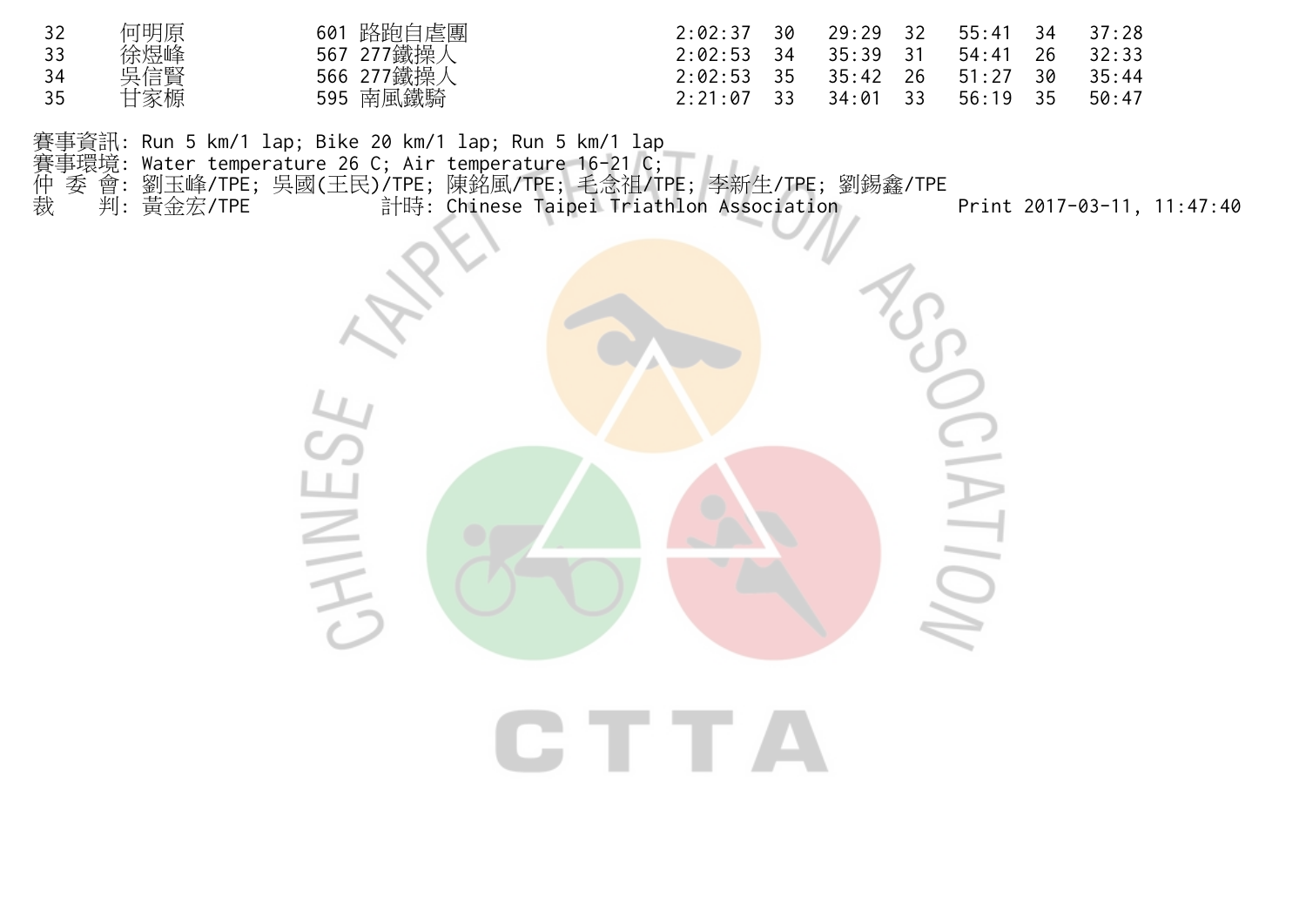| | | | | | | | | | |
|---|---|---|---|---|---|---|---|---|---|
| 32 | 何明原 | 601 路跑自虐團 | 2:02:37 | 30 | 29:29 | 32 | 55:41 | 34 | 37:28 |
| 33 | 徐煜峰 | 567 277鐵操人 | 2:02:53 | 34 | 35:39 | 31 | 54:41 | 26 | 32:33 |
| 34 | 吳信賢 | 566 277鐵操人 | 2:02:53 | 35 | 35:42 | 26 | 51:27 | 30 | 35:44 |
| 35 | 甘家榠 | 595 南風鐵騎 | 2:21:07 | 33 | 34:01 | 33 | 56:19 | 35 | 50:47 |

賽事資訊: Run 5 km/1 lap; Bike 20 km/1 lap; Run 5 km/1 lap
賽事環境: Water temperature 26 C; Air temperature 16-21 C;
仲 委 會: 劉玉峰/TPE; 吳國(王民)/TPE; 陳銘風/TPE; 毛念祖/TPE; 李新生/TPE; 劉錫鑫/TPE
裁　 判: 黃金宏/TPE　　　　計時: Chinese Taipei Triathlon Association　　　　Print 2017-03-11, 11:47:40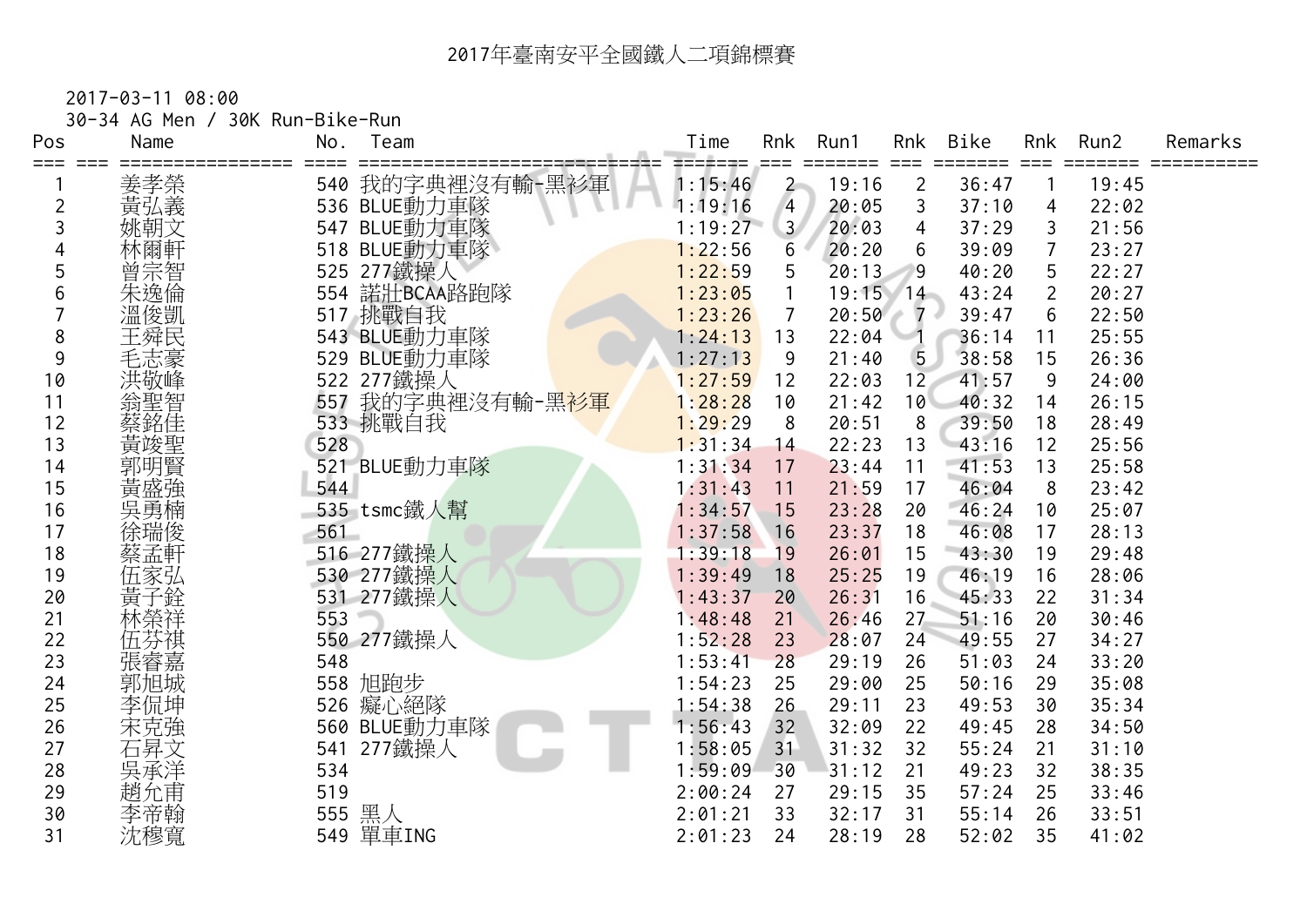# 2017年臺南安平全國鐵人二項錦標賽

2017-03-11 08:00

30-34 AG Men / 30K Run-Bike-Run

| Pos | Name | No. | Team | Time | Rnk | Run1 | Rnk | Bike | Rnk | Run2 | Remarks |
|---|---|---|---|---|---|---|---|---|---|---|---|
| 1 | 姜孝榮 | 540 | 我的字典裡沒有輸-黑衫軍 | 1:15:46 | 2 | 19:16 | 2 | 36:47 | 1 | 19:45 | |
| 2 | 黃弘義 | 536 | BLUE動力車隊 | 1:19:16 | 4 | 20:05 | 3 | 37:10 | 4 | 22:02 | |
| 3 | 姚朝文 | 547 | BLUE動力車隊 | 1:19:27 | 3 | 20:03 | 4 | 37:29 | 3 | 21:56 | |
| 4 | 林爾軒 | 518 | BLUE動力車隊 | 1:22:56 | 6 | 20:20 | 6 | 39:09 | 7 | 23:27 | |
| 5 | 曾宗智 | 525 | 277鐵操人 | 1:22:59 | 5 | 20:13 | 9 | 40:20 | 5 | 22:27 | |
| 6 | 朱逸倫 | 554 | 諾壯BCAA路跑隊 | 1:23:05 | 1 | 19:15 | 14 | 43:24 | 2 | 20:27 | |
| 7 | 溫俊凱 | 517 | 挑戰自我 | 1:23:26 | 7 | 20:50 | 7 | 39:47 | 6 | 22:50 | |
| 8 | 王舜民 | 543 | BLUE動力車隊 | 1:24:13 | 13 | 22:04 | 1 | 36:14 | 11 | 25:55 | |
| 9 | 毛志豪 | 529 | BLUE動力車隊 | 1:27:13 | 9 | 21:40 | 5 | 38:58 | 15 | 26:36 | |
| 10 | 洪敬峰 | 522 | 277鐵操人 | 1:27:59 | 12 | 22:03 | 12 | 41:57 | 9 | 24:00 | |
| 11 | 翁聖智 | 557 | 我的字典裡沒有輸-黑衫軍 | 1:28:28 | 10 | 21:42 | 10 | 40:32 | 14 | 26:15 | |
| 12 | 蔡銘佳 | 533 | 挑戰自我 | 1:29:29 | 8 | 20:51 | 8 | 39:50 | 18 | 28:49 | |
| 13 | 黃竣聖 | 528 | | 1:31:34 | 14 | 22:23 | 13 | 43:16 | 12 | 25:56 | |
| 14 | 郭明賢 | 521 | BLUE動力車隊 | 1:31:34 | 17 | 23:44 | 11 | 41:53 | 13 | 25:58 | |
| 15 | 黃盛強 | 544 | | 1:31:43 | 11 | 21:59 | 17 | 46:04 | 8 | 23:42 | |
| 16 | 吳勇楠 | 535 | tsmc鐵人幫 | 1:34:57 | 15 | 23:28 | 20 | 46:24 | 10 | 25:07 | |
| 17 | 徐瑞俊 | 561 | | 1:37:58 | 16 | 23:37 | 18 | 46:08 | 17 | 28:13 | |
| 18 | 蔡孟軒 | 516 | 277鐵操人 | 1:39:18 | 19 | 26:01 | 15 | 43:30 | 19 | 29:48 | |
| 19 | 伍家弘 | 530 | 277鐵操人 | 1:39:49 | 18 | 25:25 | 19 | 46:19 | 16 | 28:06 | |
| 20 | 黃子銓 | 531 | 277鐵操人 | 1:43:37 | 20 | 26:31 | 16 | 45:33 | 22 | 31:34 | |
| 21 | 林榮祥 | 553 | | 1:48:48 | 21 | 26:46 | 27 | 51:16 | 20 | 30:46 | |
| 22 | 伍芬祺 | 550 | 277鐵操人 | 1:52:28 | 23 | 28:07 | 24 | 49:55 | 27 | 34:27 | |
| 23 | 張睿嘉 | 548 | | 1:53:41 | 28 | 29:19 | 26 | 51:03 | 24 | 33:20 | |
| 24 | 郭旭城 | 558 | 旭跑步 | 1:54:23 | 25 | 29:00 | 25 | 50:16 | 29 | 35:08 | |
| 25 | 李侃坤 | 526 | 癡心絕隊 | 1:54:38 | 26 | 29:11 | 23 | 49:53 | 30 | 35:34 | |
| 26 | 宋克強 | 560 | BLUE動力車隊 | 1:56:43 | 32 | 32:09 | 22 | 49:45 | 28 | 34:50 | |
| 27 | 石昇文 | 541 | 277鐵操人 | 1:58:05 | 31 | 31:32 | 32 | 55:24 | 21 | 31:10 | |
| 28 | 吳承洋 | 534 | | 1:59:09 | 30 | 31:12 | 21 | 49:23 | 32 | 38:35 | |
| 29 | 趙允甫 | 519 | | 2:00:24 | 27 | 29:15 | 35 | 57:24 | 25 | 33:46 | |
| 30 | 李帝翰 | 555 | 黑人 | 2:01:21 | 33 | 32:17 | 31 | 55:14 | 26 | 33:51 | |
| 31 | 沈穆寬 | 549 | 單車ING | 2:01:23 | 24 | 28:19 | 28 | 52:02 | 35 | 41:02 | |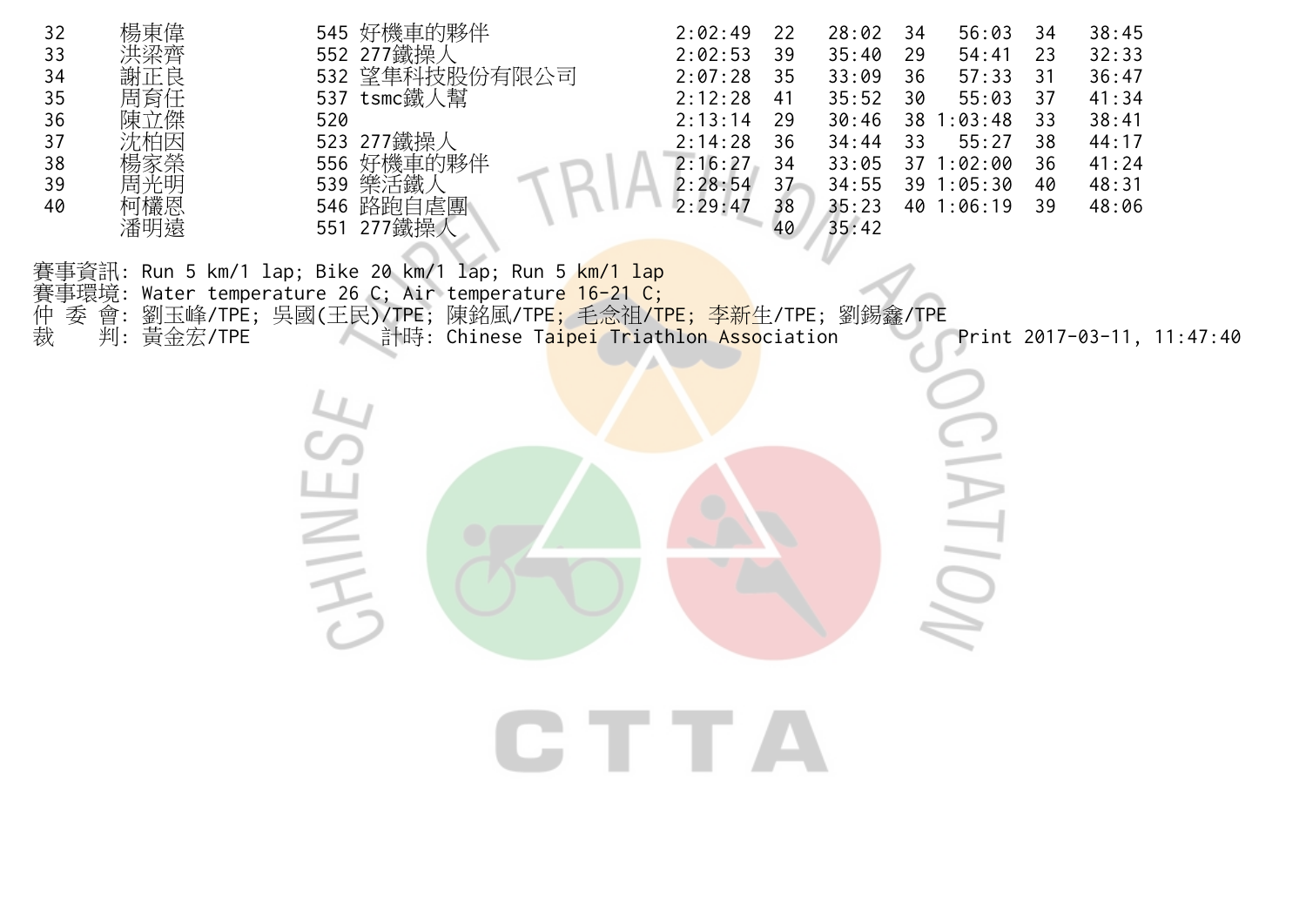| | | | | | | | | | |
|---|---|---|---|---|---|---|---|---|---|
| 32 | 楊東偉 | 545 好機車的夥伴 | 2:02:49 | 22 | 28:02 | 34 | 56:03 | 34 | 38:45 |
| 33 | 洪梁齊 | 552 277鐵操人 | 2:02:53 | 39 | 35:40 | 29 | 54:41 | 23 | 32:33 |
| 34 | 謝正良 | 532 望隼科技股份有限公司 | 2:07:28 | 35 | 33:09 | 36 | 57:33 | 31 | 36:47 |
| 35 | 周育任 | 537 tsmc鐵人幫 | 2:12:28 | 41 | 35:52 | 30 | 55:03 | 37 | 41:34 |
| 36 | 陳立傑 | 520 | 2:13:14 | 29 | 30:46 | 38 | 1:03:48 | 33 | 38:41 |
| 37 | 沈柏因 | 523 277鐵操人 | 2:14:28 | 36 | 34:44 | 33 | 55:27 | 38 | 44:17 |
| 38 | 楊家榮 | 556 好機車的夥伴 | 2:16:27 | 34 | 33:05 | 37 | 1:02:00 | 36 | 41:24 |
| 39 | 周光明 | 539 樂活鐵人 | 2:28:54 | 37 | 34:55 | 39 | 1:05:30 | 40 | 48:31 |
| 40 | 柯欐恩 | 546 路跑自虐團 | 2:29:47 | 38 | 35:23 | 40 | 1:06:19 | 39 | 48:06 |
| | 潘明遠 | 551 277鐵操人 | | 40 | 35:42 | | | | |

賽事資訊: Run 5 km/1 lap; Bike 20 km/1 lap; Run 5 km/1 lap
賽事環境: Water temperature 26 C; Air temperature 16-21 C;
仲 委 會: 劉玉峰/TPE; 吳國(王民)/TPE; 陳銘風/TPE; 毛念祖/TPE; 李新生/TPE; 劉錫鑫/TPE
裁 判: 黃金宏/TPE 計時: Chinese Taipei Triathlon Association Print 2017-03-11, 11:47:40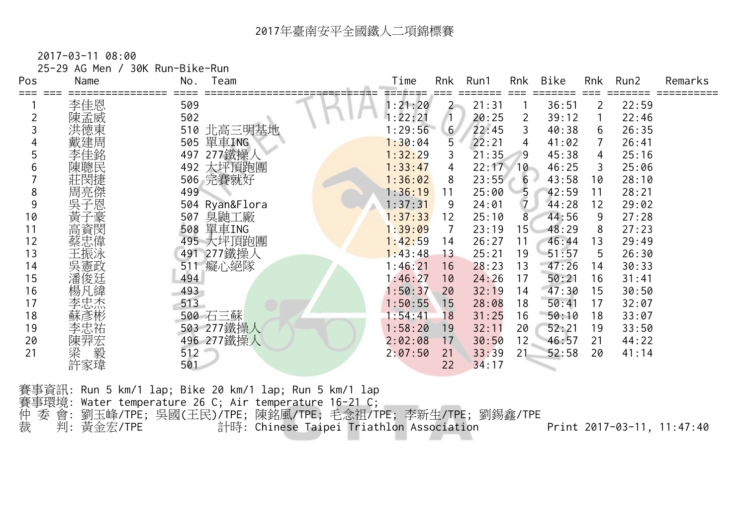# 2017年臺南安平全國鐵人二項錦標賽

2017-03-11 08:00

25-29 AG Men / 30K Run-Bike-Run

| Pos | | Name | No. | Team | Time | Rnk | Run1 | Rnk | Bike | Rnk | Run2 | Remarks |
|---|---|---|---|---|---|---|---|---|---|---|---|---|
| 1 | | 李佳恩 | 509 | | 1:21:20 | 2 | 21:31 | 1 | 36:51 | 2 | 22:59 | |
| 2 | | 陳孟威 | 502 | | 1:22:21 | 1 | 20:25 | 2 | 39:12 | 1 | 22:46 | |
| 3 | | 洪德東 | 510 | 北高三明基地 | 1:29:56 | 6 | 22:45 | 3 | 40:38 | 6 | 26:35 | |
| 4 | | 戴建周 | 505 | 單車ING | 1:30:04 | 5 | 22:21 | 4 | 41:02 | 7 | 26:41 | |
| 5 | | 李佳銘 | 497 | 277鐵操人 | 1:32:29 | 3 | 21:35 | 9 | 45:38 | 4 | 25:16 | |
| 6 | | 陳聰民 | 492 | 大坪頂跑團 | 1:33:47 | 4 | 22:17 | 10 | 46:25 | 3 | 25:06 | |
| 7 | | 莊閔捷 | 506 | 完賽就好 | 1:36:02 | 8 | 23:55 | 6 | 43:58 | 10 | 28:10 | |
| 8 | | 周亮傑 | 499 | | 1:36:19 | 11 | 25:00 | 5 | 42:59 | 11 | 28:21 | |
| 9 | | 吳子恩 | 504 | Ryan&Flora | 1:37:31 | 9 | 24:01 | 7 | 44:28 | 12 | 29:02 | |
| 10 | | 黃子豪 | 507 | 臭鼬工廠 | 1:37:33 | 12 | 25:10 | 8 | 44:56 | 9 | 27:28 | |
| 11 | | 高資閔 | 508 | 單車ING | 1:39:09 | 7 | 23:19 | 15 | 48:29 | 8 | 27:23 | |
| 12 | | 蔡忠偉 | 495 | 大坪頂跑團 | 1:42:59 | 14 | 26:27 | 11 | 46:44 | 13 | 29:49 | |
| 13 | | 王振泳 | 491 | 277鐵操人 | 1:43:48 | 13 | 25:21 | 19 | 51:57 | 5 | 26:30 | |
| 14 | | 吳憲政 | 511 | 癡心絕隊 | 1:46:21 | 16 | 28:23 | 13 | 47:26 | 14 | 30:33 | |
| 15 | | 潘俊廷 | 494 | | 1:46:27 | 10 | 24:26 | 17 | 50:21 | 16 | 31:41 | |
| 16 | | 楊凡緯 | 493 | | 1:50:37 | 20 | 32:19 | 14 | 47:30 | 15 | 30:50 | |
| 17 | | 李忠杰 | 513 | | 1:50:55 | 15 | 28:08 | 18 | 50:41 | 17 | 32:07 | |
| 18 | | 蘇彥彬 | 500 | 石三蘇 | 1:54:41 | 18 | 31:25 | 16 | 50:10 | 18 | 33:07 | |
| 19 | | 李忠祐 | 503 | 277鐵操人 | 1:58:20 | 19 | 32:11 | 20 | 52:21 | 19 | 33:50 | |
| 20 | | 陳羿宏 | 496 | 277鐵操人 | 2:02:08 | 17 | 30:50 | 12 | 46:57 | 21 | 44:22 | |
| 21 | | 梁　毅 | 512 | | 2:07:50 | 21 | 33:39 | 21 | 52:58 | 20 | 41:14 | |
| | | 許家瑋 | 501 | | | 22 | 34:17 | | | | | |

賽事資訊: Run 5 km/1 lap; Bike 20 km/1 lap; Run 5 km/1 lap

賽事環境: Water temperature 26 C; Air temperature 16-21 C;

仲 委 會: 劉玉峰/TPE; 吳國(王民)/TPE; 陳銘風/TPE; 毛念祖/TPE; 李新生/TPE; 劉錫鑫/TPE

裁　　判: 黃金宏/TPE　　　計時: Chinese Taipei Triathlon Association　　　Print 2017-03-11, 11:47:40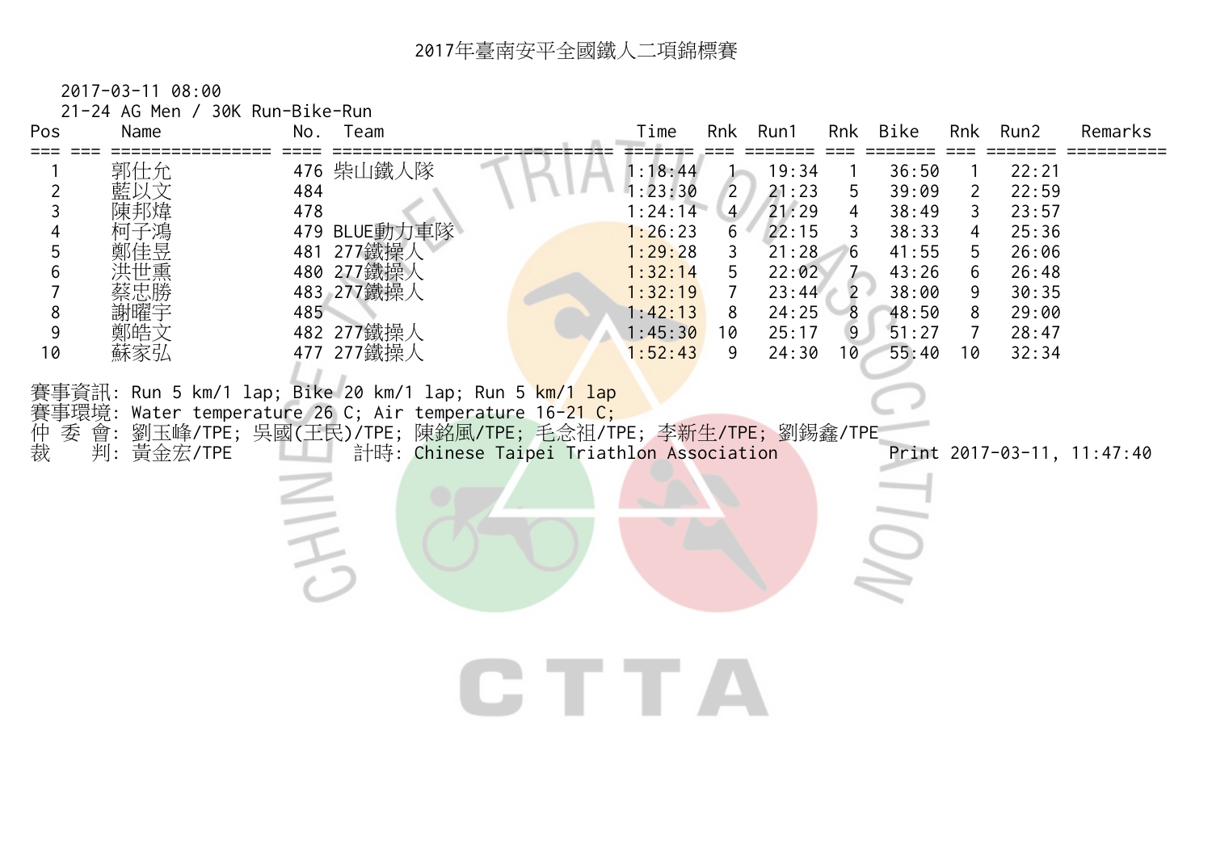# 2017年臺南安平全國鐵人二項錦標賽

2017-03-11 08:00

21-24 AG Men / 30K Run-Bike-Run

| Pos | | Name | No. | Team | Time | Rnk | Run1 | Rnk | Bike | Rnk | Run2 | Remarks |
|---|---|---|---|---|---|---|---|---|---|---|---|---|
| 1 | | 郭仕允 | 476 | 柴山鐵人隊 | 1:18:44 | 1 | 19:34 | 1 | 36:50 | 1 | 22:21 | |
| 2 | | 藍以文 | 484 | | 1:23:30 | 2 | 21:23 | 5 | 39:09 | 2 | 22:59 | |
| 3 | | 陳邦煒 | 478 | | 1:24:14 | 4 | 21:29 | 4 | 38:49 | 3 | 23:57 | |
| 4 | | 柯子鴻 | 479 | BLUE動力車隊 | 1:26:23 | 6 | 22:15 | 3 | 38:33 | 4 | 25:36 | |
| 5 | | 鄭佳昱 | 481 | 277鐵操人 | 1:29:28 | 3 | 21:28 | 6 | 41:55 | 5 | 26:06 | |
| 6 | | 洪世熏 | 480 | 277鐵操人 | 1:32:14 | 5 | 22:02 | 7 | 43:26 | 6 | 26:48 | |
| 7 | | 蔡忠勝 | 483 | 277鐵操人 | 1:32:19 | 7 | 23:44 | 2 | 38:00 | 9 | 30:35 | |
| 8 | | 謝曜宇 | 485 | | 1:42:13 | 8 | 24:25 | 8 | 48:50 | 8 | 29:00 | |
| 9 | | 鄭皓文 | 482 | 277鐵操人 | 1:45:30 | 10 | 25:17 | 9 | 51:27 | 7 | 28:47 | |
| 10 | | 蘇家弘 | 477 | 277鐵操人 | 1:52:43 | 9 | 24:30 | 10 | 55:40 | 10 | 32:34 | |

賽事資訊: Run 5 km/1 lap; Bike 20 km/1 lap; Run 5 km/1 lap

賽事環境: Water temperature 26 C; Air temperature 16-21 C;

仲 委 會: 劉玉峰/TPE; 吳國(王民)/TPE; 陳銘風/TPE; 毛念祖/TPE; 李新生/TPE; 劉錫鑫/TPE

裁　　判: 黃金宏/TPE　　　計時: Chinese Taipei Triathlon Association　　　Print 2017-03-11, 11:47:40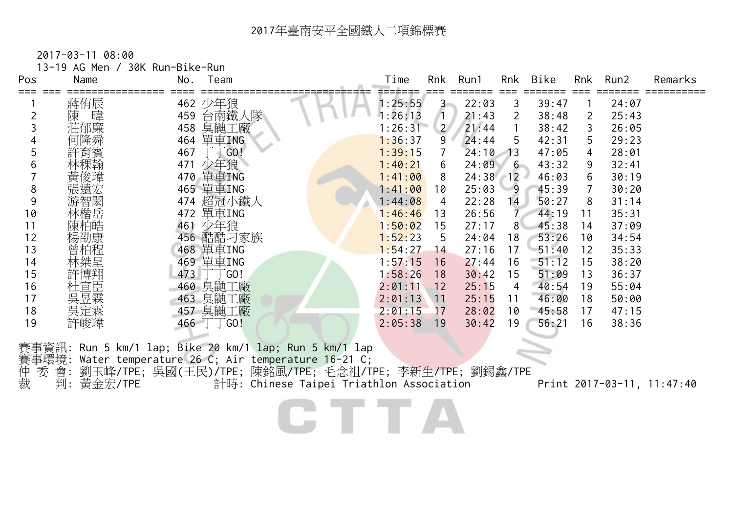# 2017年臺南安平全國鐵人二項錦標賽

2017-03-11 08:00

13-19 AG Men / 30K Run-Bike-Run

| Pos | | Name | No. | Team | Time | Rnk | Run1 | Rnk | Bike | Rnk | Run2 | Remarks |
|---|---|---|---|---|---|---|---|---|---|---|---|---|
| 1 | | 蔣侑辰 | 462 | 少年狼 | 1:25:55 | 3 | 22:03 | 3 | 39:47 | 1 | 24:07 | |
| 2 | | 陳　暐 | 459 | 台南鐵人隊 | 1:26:13 | 1 | 21:43 | 2 | 38:48 | 2 | 25:43 | |
| 3 | | 莊郁廉 | 458 | 臭鼬工廠 | 1:26:31 | 2 | 21:44 | 1 | 38:42 | 3 | 26:05 | |
| 4 | | 何隆舜 | 464 | 單車ING | 1:36:37 | 9 | 24:44 | 5 | 42:31 | 5 | 29:23 | |
| 5 | | 許育賓 | 467 | 丁丁GO! | 1:39:15 | 7 | 24:10 | 13 | 47:05 | 4 | 28:01 | |
| 6 | | 林稞翰 | 471 | 少年狼 | 1:40:21 | 6 | 24:09 | 6 | 43:32 | 9 | 32:41 | |
| 7 | | 黃俊瑋 | 470 | 單車ING | 1:41:00 | 8 | 24:38 | 12 | 46:03 | 6 | 30:19 | |
| 8 | | 張遠宏 | 465 | 單車ING | 1:41:00 | 10 | 25:03 | 9 | 45:39 | 7 | 30:20 | |
| 9 | | 游智閎 | 474 | 超冠小鐵人 | 1:44:08 | 4 | 22:28 | 14 | 50:27 | 8 | 31:14 | |
| 10 | | 林楷岳 | 472 | 單車ING | 1:46:46 | 13 | 26:56 | 7 | 44:19 | 11 | 35:31 | |
| 11 | | 陳柏皓 | 461 | 少年狼 | 1:50:02 | 15 | 27:17 | 8 | 45:38 | 14 | 37:09 | |
| 12 | | 楊劭康 | 456 | 酷酷刁家族 | 1:52:23 | 5 | 24:04 | 18 | 53:26 | 10 | 34:54 | |
| 13 | | 曾柏程 | 468 | 單車ING | 1:54:27 | 14 | 27:16 | 17 | 51:40 | 12 | 35:33 | |
| 14 | | 林桀呈 | 469 | 單車ING | 1:57:15 | 16 | 27:44 | 16 | 51:12 | 15 | 38:20 | |
| 15 | | 許博翔 | 473 | 丁丁GO! | 1:58:26 | 18 | 30:42 | 15 | 51:09 | 13 | 36:37 | |
| 16 | | 杜宣臣 | 460 | 臭鼬工廠 | 2:01:11 | 12 | 25:15 | 4 | 40:54 | 19 | 55:04 | |
| 17 | | 吳昱霖 | 463 | 臭鼬工廠 | 2:01:13 | 11 | 25:15 | 11 | 46:00 | 18 | 50:00 | |
| 18 | | 吳定霖 | 457 | 臭鼬工廠 | 2:01:15 | 17 | 28:02 | 10 | 45:58 | 17 | 47:15 | |
| 19 | | 許峻瑋 | 466 | 丁丁GO! | 2:05:38 | 19 | 30:42 | 19 | 56:21 | 16 | 38:36 | |

賽事資訊: Run 5 km/1 lap; Bike 20 km/1 lap; Run 5 km/1 lap

賽事環境: Water temperature 26 C; Air temperature 16-21 C;

仲 委 會: 劉玉峰/TPE; 吳國(王民)/TPE; 陳銘風/TPE; 毛念祖/TPE; 李新生/TPE; 劉錫鑫/TPE

裁　　判: 黃金宏/TPE　　　　計時: Chinese Taipei Triathlon Association　　　　Print 2017-03-11, 11:47:40